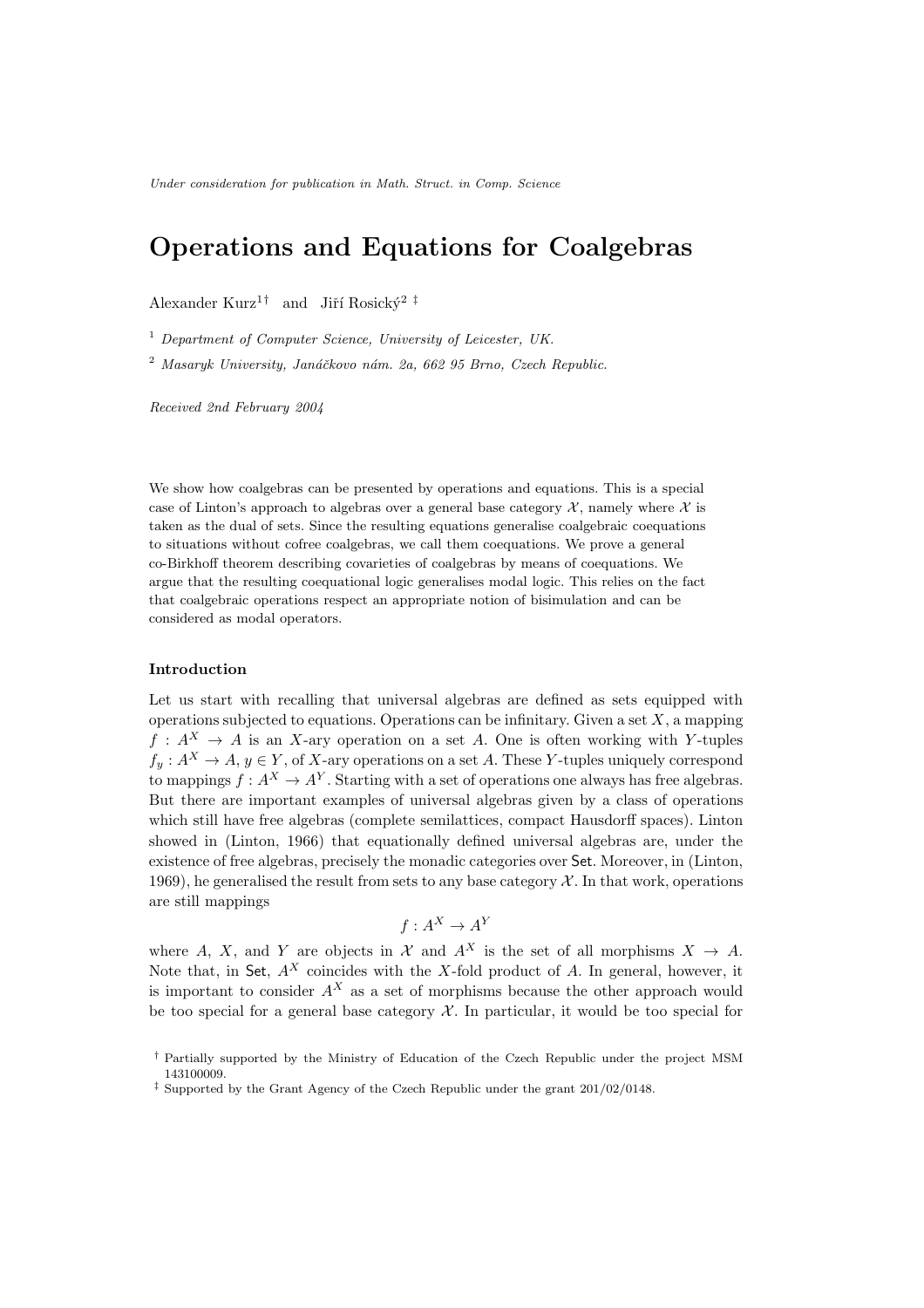*Under consideration for publication in Math. Struct. in Comp. Science*

# Operations and Equations for Coalgebras

Alexander Kurz[1†] and Jiří Rosický[2 ‡]

[1] *Department of Computer Science, University of Leicester, UK.*

[2] *Masaryk University, Janáčkovo nám. 2a, 662 95 Brno, Czech Republic.*

*Received 2nd February 2004*

We show how coalgebras can be presented by operations and equations. This is a special case of Linton's approach to algebras over a general base category $\mathcal{X}$, namely where $\mathcal{X}$ is taken as the dual of sets. Since the resulting equations generalise coalgebraic coequations to situations without cofree coalgebras, we call them coequations. We prove a general co-Birkhoff theorem describing covarieties of coalgebras by means of coequations. We argue that the resulting coequational logic generalises modal logic. This relies on the fact that coalgebraic operations respect an appropriate notion of bisimulation and can be considered as modal operators.

#### Introduction

Let us start with recalling that universal algebras are defined as sets equipped with operations subjected to equations. Operations can be infinitary. Given a set $X$, a mapping $f : A^X \to A$ is an $X$-ary operation on a set $A$. One is often working with $Y$-tuples $f_y : A^X \to A$, $y \in Y$, of $X$-ary operations on a set $A$. These $Y$-tuples uniquely correspond to mappings $f : A^X \to A^Y$. Starting with a set of operations one always has free algebras. But there are important examples of universal algebras given by a class of operations which still have free algebras (complete semilattices, compact Hausdorff spaces). Linton showed in (Linton, 1966) that equationally defined universal algebras are, under the existence of free algebras, precisely the monadic categories over Set. Moreover, in (Linton, 1969), he generalised the result from sets to any base category $\mathcal{X}$. In that work, operations are still mappings

$$f : A^X \to A^Y$$

where $A$, $X$, and $Y$ are objects in $\mathcal{X}$ and $A^X$ is the set of all morphisms $X \to A$. Note that, in Set, $A^X$ coincides with the $X$-fold product of $A$. In general, however, it is important to consider $A^X$ as a set of morphisms because the other approach would be too special for a general base category $\mathcal{X}$. In particular, it would be too special for

† Partially supported by the Ministry of Education of the Czech Republic under the project MSM 143100009.

‡ Supported by the Grant Agency of the Czech Republic under the grant 201/02/0148.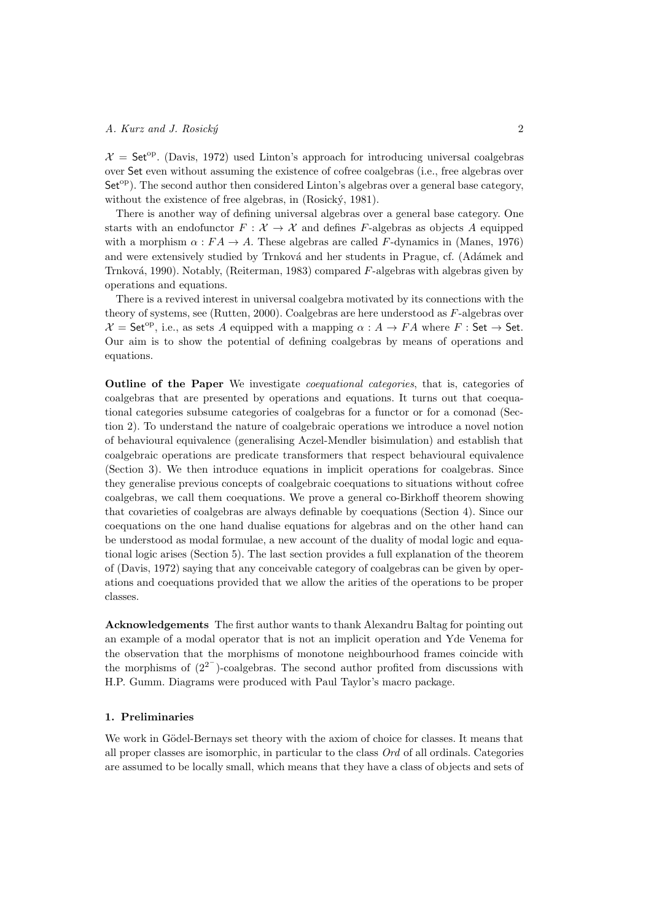$\mathcal{X} = \mathsf{Set}^{\mathrm{op}}$. (Davis, 1972) used Linton's approach for introducing universal coalgebras over Set even without assuming the existence of cofree coalgebras (i.e., free algebras over $\mathsf{Set}^{\mathrm{op}}$). The second author then considered Linton's algebras over a general base category, without the existence of free algebras, in (Rosický, 1981).

There is another way of defining universal algebras over a general base category. One starts with an endofunctor $F : \mathcal{X} \to \mathcal{X}$ and defines $F$-algebras as objects $A$ equipped with a morphism $\alpha : FA \to A$. These algebras are called $F$-dynamics in (Manes, 1976) and were extensively studied by Trnková and her students in Prague, cf. (Adámek and Trnková, 1990). Notably, (Reiterman, 1983) compared $F$-algebras with algebras given by operations and equations.

There is a revived interest in universal coalgebra motivated by its connections with the theory of systems, see (Rutten, 2000). Coalgebras are here understood as $F$-algebras over $\mathcal{X} = \mathsf{Set}^{\mathrm{op}}$, i.e., as sets $A$ equipped with a mapping $\alpha : A \to FA$ where $F : \mathsf{Set} \to \mathsf{Set}$. Our aim is to show the potential of defining coalgebras by means of operations and equations.

**Outline of the Paper** We investigate *coequational categories*, that is, categories of coalgebras that are presented by operations and equations. It turns out that coequational categories subsume categories of coalgebras for a functor or for a comonad (Section 2). To understand the nature of coalgebraic operations we introduce a novel notion of behavioural equivalence (generalising Aczel-Mendler bisimulation) and establish that coalgebraic operations are predicate transformers that respect behavioural equivalence (Section 3). We then introduce equations in implicit operations for coalgebras. Since they generalise previous concepts of coalgebraic coequations to situations without cofree coalgebras, we call them coequations. We prove a general co-Birkhoff theorem showing that covarieties of coalgebras are always definable by coequations (Section 4). Since our coequations on the one hand dualise equations for algebras and on the other hand can be understood as modal formulae, a new account of the duality of modal logic and equational logic arises (Section 5). The last section provides a full explanation of the theorem of (Davis, 1972) saying that any conceivable category of coalgebras can be given by operations and coequations provided that we allow the arities of the operations to be proper classes.

**Acknowledgements** The first author wants to thank Alexandru Baltag for pointing out an example of a modal operator that is not an implicit operation and Yde Venema for the observation that the morphisms of monotone neighbourhood frames coincide with the morphisms of $(2^{2^-})$-coalgebras. The second author profited from discussions with H.P. Gumm. Diagrams were produced with Paul Taylor's macro package.

## 1. Preliminaries

We work in Gödel-Bernays set theory with the axiom of choice for classes. It means that all proper classes are isomorphic, in particular to the class *Ord* of all ordinals. Categories are assumed to be locally small, which means that they have a class of objects and sets of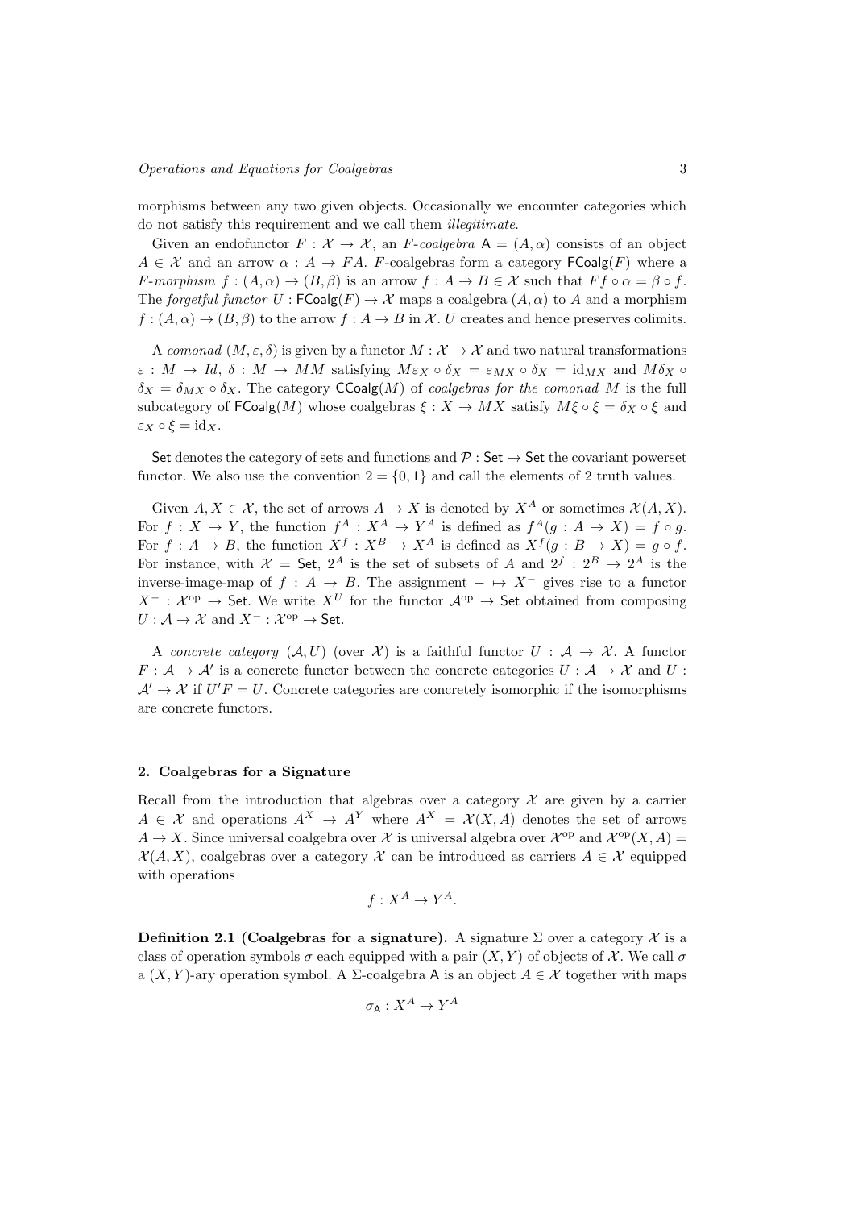morphisms between any two given objects. Occasionally we encounter categories which do not satisfy this requirement and we call them *illegitimate*.

Given an endofunctor $F : \mathcal{X} \to \mathcal{X}$, an *F-coalgebra* $\mathsf{A} = (A, \alpha)$ consists of an object $A \in \mathcal{X}$ and an arrow $\alpha : A \to FA$. $F$-coalgebras form a category $\mathsf{FCoalg}(F)$ where a *F-morphism* $f : (A, \alpha) \to (B, \beta)$ is an arrow $f : A \to B \in \mathcal{X}$ such that $Ff \circ \alpha = \beta \circ f$. The *forgetful functor* $U : \mathsf{FCoalg}(F) \to \mathcal{X}$ maps a coalgebra $(A, \alpha)$ to $A$ and a morphism $f : (A, \alpha) \to (B, \beta)$ to the arrow $f : A \to B$ in $\mathcal{X}$. $U$ creates and hence preserves colimits.

A *comonad* $(M, \varepsilon, \delta)$ is given by a functor $M : \mathcal{X} \to \mathcal{X}$ and two natural transformations $\varepsilon : M \to Id$, $\delta : M \to MM$ satisfying $M\varepsilon_X \circ \delta_X = \varepsilon_{MX} \circ \delta_X = \mathrm{id}_{MX}$ and $M\delta_X \circ \delta_X = \delta_{MX} \circ \delta_X$. The category $\mathsf{CCoalg}(M)$ of *coalgebras for the comonad* $M$ is the full subcategory of $\mathsf{FCoalg}(M)$ whose coalgebras $\xi : X \to MX$ satisfy $M\xi \circ \xi = \delta_X \circ \xi$ and $\varepsilon_X \circ \xi = \mathrm{id}_X$.

$\mathsf{Set}$ denotes the category of sets and functions and $\mathcal{P} : \mathsf{Set} \to \mathsf{Set}$ the covariant powerset functor. We also use the convention $2 = \{0, 1\}$ and call the elements of 2 truth values.

Given $A, X \in \mathcal{X}$, the set of arrows $A \to X$ is denoted by $X^A$ or sometimes $\mathcal{X}(A, X)$. For $f : X \to Y$, the function $f^A : X^A \to Y^A$ is defined as $f^A(g : A \to X) = f \circ g$. For $f : A \to B$, the function $X^f : X^B \to X^A$ is defined as $X^f(g : B \to X) = g \circ f$. For instance, with $\mathcal{X} = \mathsf{Set}$, $2^A$ is the set of subsets of $A$ and $2^f : 2^B \to 2^A$ is the inverse-image-map of $f : A \to B$. The assignment $- \mapsto X^-$ gives rise to a functor $X^- : \mathcal{X}^{\mathrm{op}} \to \mathsf{Set}$. We write $X^U$ for the functor $\mathcal{A}^{\mathrm{op}} \to \mathsf{Set}$ obtained from composing $U : \mathcal{A} \to \mathcal{X}$ and $X^- : \mathcal{X}^{\mathrm{op}} \to \mathsf{Set}$.

A *concrete category* $(\mathcal{A}, U)$ (over $\mathcal{X}$) is a faithful functor $U : \mathcal{A} \to \mathcal{X}$. A functor $F : \mathcal{A} \to \mathcal{A}'$ is a concrete functor between the concrete categories $U : \mathcal{A} \to \mathcal{X}$ and $U : \mathcal{A}' \to \mathcal{X}$ if $U'F = U$. Concrete categories are concretely isomorphic if the isomorphisms are concrete functors.

## 2. Coalgebras for a Signature

Recall from the introduction that algebras over a category $\mathcal{X}$ are given by a carrier $A \in \mathcal{X}$ and operations $A^X \to A^Y$ where $A^X = \mathcal{X}(X, A)$ denotes the set of arrows $A \to X$. Since universal coalgebra over $\mathcal{X}$ is universal algebra over $\mathcal{X}^{\mathrm{op}}$ and $\mathcal{X}^{\mathrm{op}}(X, A) = \mathcal{X}(A, X)$, coalgebras over a category $\mathcal{X}$ can be introduced as carriers $A \in \mathcal{X}$ equipped with operations

$$f : X^A \to Y^A.$$

**Definition 2.1 (Coalgebras for a signature).** A signature $\Sigma$ over a category $\mathcal{X}$ is a class of operation symbols $\sigma$ each equipped with a pair $(X, Y)$ of objects of $\mathcal{X}$. We call $\sigma$ a $(X, Y)$-ary operation symbol. A $\Sigma$-coalgebra $\mathsf{A}$ is an object $A \in \mathcal{X}$ together with maps

$$\sigma_{\mathsf{A}} : X^A \to Y^A$$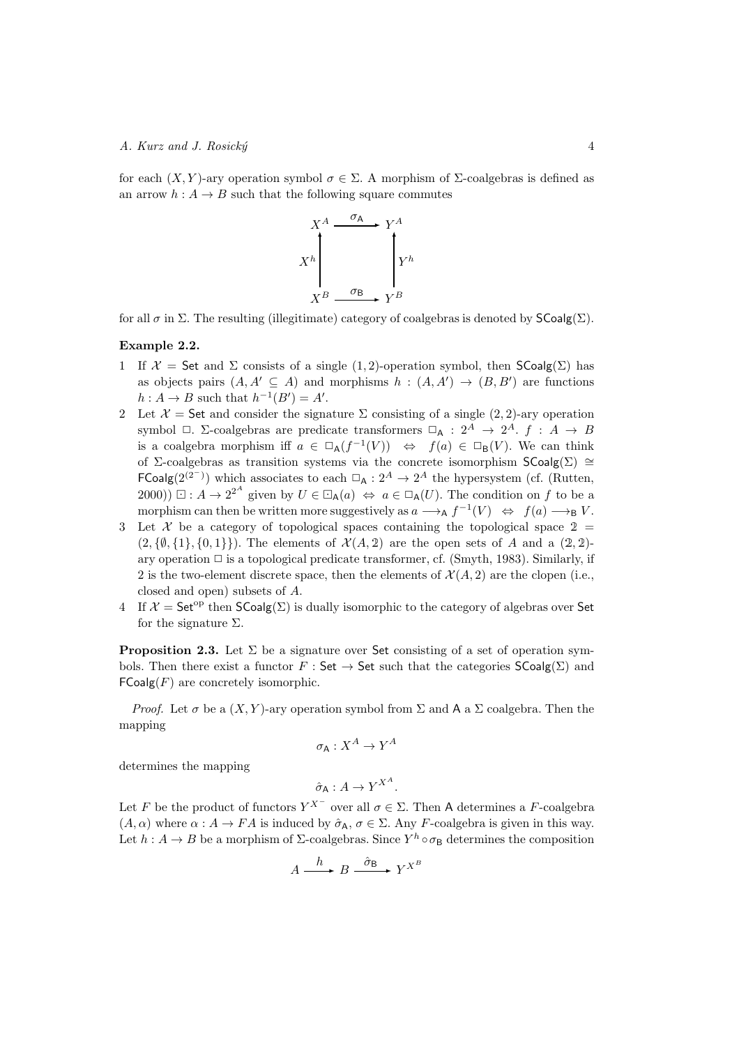for each $(X, Y)$-ary operation symbol $\sigma \in \Sigma$. A morphism of $\Sigma$-coalgebras is defined as an arrow $h : A \to B$ such that the following square commutes

$$\begin{array}{ccc} X^A & \xrightarrow{\sigma_{\mathsf{A}}} & Y^A \\ \uparrow {\scriptstyle X^h} & & \uparrow {\scriptstyle Y^h} \\ X^B & \xrightarrow{\sigma_{\mathsf{B}}} & Y^B \end{array}$$

for all $\sigma$ in $\Sigma$. The resulting (illegitimate) category of coalgebras is denoted by $\mathsf{SCoalg}(\Sigma)$.

**Example 2.2.**

1. If $\mathcal{X} = \mathsf{Set}$ and $\Sigma$ consists of a single $(1, 2)$-operation symbol, then $\mathsf{SCoalg}(\Sigma)$ has as objects pairs $(A, A' \subseteq A)$ and morphisms $h : (A, A') \to (B, B')$ are functions $h : A \to B$ such that $h^{-1}(B') = A'$.
2. Let $\mathcal{X} = \mathsf{Set}$ and consider the signature $\Sigma$ consisting of a single $(2, 2)$-ary operation symbol $\Box$. $\Sigma$-coalgebras are predicate transformers $\Box_{\mathsf{A}} : 2^A \to 2^A$. $f : A \to B$ is a coalgebra morphism iff $a \in \Box_{\mathsf{A}}(f^{-1}(V)) \;\;\Leftrightarrow\;\; f(a) \in \Box_{\mathsf{B}}(V)$. We can think of $\Sigma$-coalgebras as transition systems via the concrete isomorphism $\mathsf{SCoalg}(\Sigma) \cong \mathsf{FCoalg}(2^{(2^-)})$ which associates to each $\Box_{\mathsf{A}} : 2^A \to 2^A$ the hypersystem (cf. (Rutten, 2000)) $\boxdot : A \to 2^{2^A}$ given by $U \in \boxdot_{\mathsf{A}}(a) \;\Leftrightarrow\; a \in \Box_{\mathsf{A}}(U)$. The condition on $f$ to be a morphism can then be written more suggestively as $a \longrightarrow_{\mathsf{A}} f^{-1}(V) \;\;\Leftrightarrow\;\; f(a) \longrightarrow_{\mathsf{B}} V$.
3. Let $\mathcal{X}$ be a category of topological spaces containing the topological space $\mathbb{2} = (2, \{\emptyset, \{1\}, \{0, 1\}\})$. The elements of $\mathcal{X}(A, \mathbb{2})$ are the open sets of $A$ and a $(\mathbb{2}, \mathbb{2})$-ary operation $\Box$ is a topological predicate transformer, cf. (Smyth, 1983). Similarly, if $2$ is the two-element discrete space, then the elements of $\mathcal{X}(A, 2)$ are the clopen (i.e., closed and open) subsets of $A$.
4. If $\mathcal{X} = \mathsf{Set}^{\mathrm{op}}$ then $\mathsf{SCoalg}(\Sigma)$ is dually isomorphic to the category of algebras over $\mathsf{Set}$ for the signature $\Sigma$.

**Proposition 2.3.** Let $\Sigma$ be a signature over $\mathsf{Set}$ consisting of a set of operation symbols. Then there exist a functor $F : \mathsf{Set} \to \mathsf{Set}$ such that the categories $\mathsf{SCoalg}(\Sigma)$ and $\mathsf{FCoalg}(F)$ are concretely isomorphic.

*Proof.* Let $\sigma$ be a $(X, Y)$-ary operation symbol from $\Sigma$ and $\mathsf{A}$ a $\Sigma$ coalgebra. Then the mapping

$$\sigma_{\mathsf{A}} : X^A \to Y^A$$

determines the mapping

$$\hat{\sigma}_{\mathsf{A}} : A \to Y^{X^A}.$$

Let $F$ be the product of functors $Y^{X^-}$ over all $\sigma \in \Sigma$. Then $\mathsf{A}$ determines a $F$-coalgebra $(A, \alpha)$ where $\alpha : A \to FA$ is induced by $\hat{\sigma}_{\mathsf{A}}$, $\sigma \in \Sigma$. Any $F$-coalgebra is given in this way. Let $h : A \to B$ be a morphism of $\Sigma$-coalgebras. Since $Y^h \circ \sigma_{\mathsf{B}}$ determines the composition

$$A \xrightarrow{\;h\;} B \xrightarrow{\;\hat{\sigma}_{\mathsf{B}}\;} Y^{X^B}$$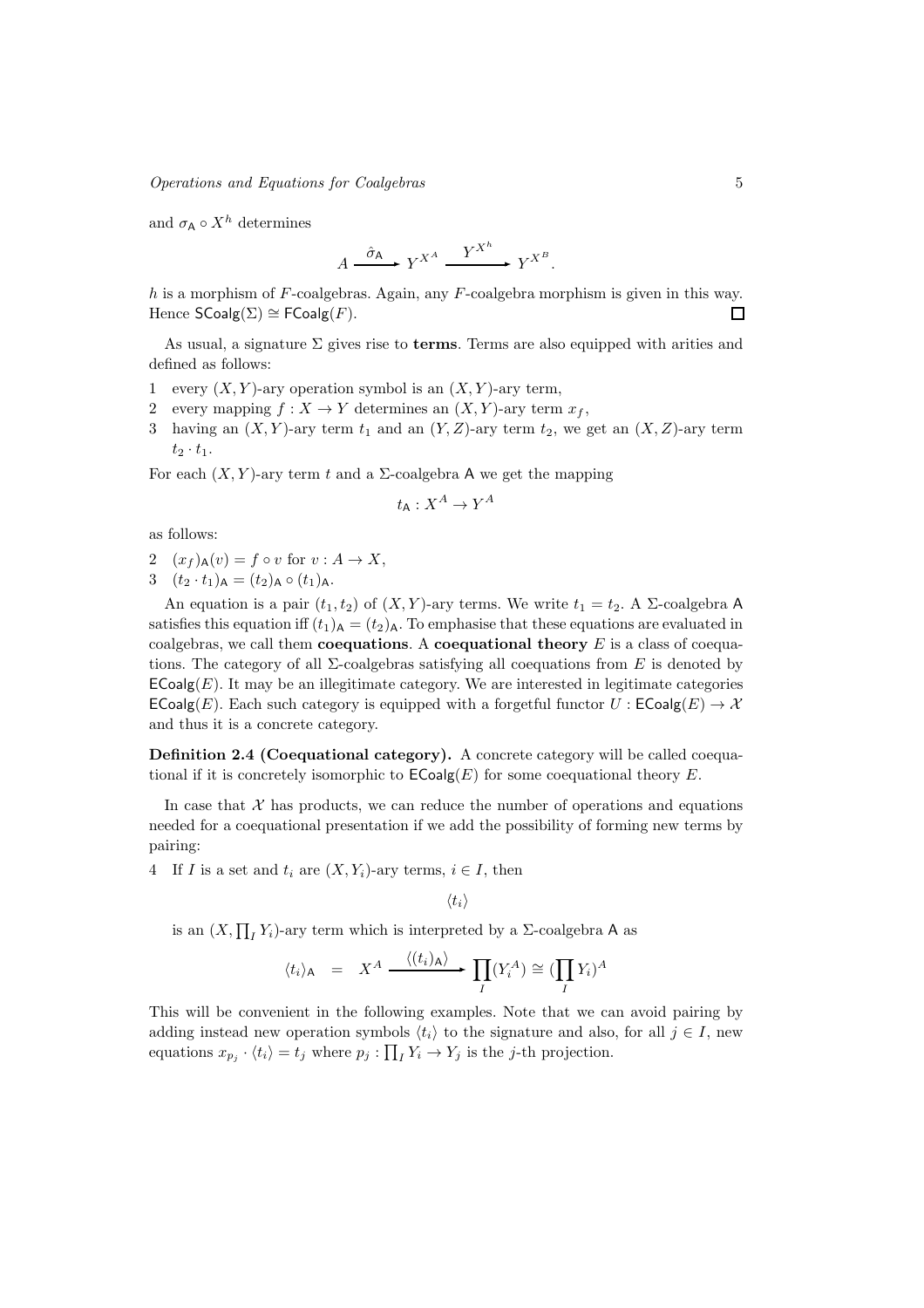and $\sigma_{\mathsf{A}} \circ X^h$ determines

$$A \xrightarrow{\hat{\sigma}_{\mathsf{A}}} Y^{X^A} \xrightarrow{Y^{X^h}} Y^{X^B}.$$

$h$ is a morphism of $F$-coalgebras. Again, any $F$-coalgebra morphism is given in this way. Hence $\mathsf{SCoalg}(\Sigma) \cong \mathsf{FCoalg}(F)$. □

As usual, a signature $\Sigma$ gives rise to **terms**. Terms are also equipped with arities and defined as follows:

1 every $(X, Y)$-ary operation symbol is an $(X, Y)$-ary term,
2 every mapping $f : X \to Y$ determines an $(X, Y)$-ary term $x_f$,
3 having an $(X, Y)$-ary term $t_1$ and an $(Y, Z)$-ary term $t_2$, we get an $(X, Z)$-ary term $t_2 \cdot t_1$.

For each $(X, Y)$-ary term $t$ and a $\Sigma$-coalgebra $\mathsf{A}$ we get the mapping

$$t_{\mathsf{A}} : X^A \to Y^A$$

as follows:

2 $(x_f)_{\mathsf{A}}(v) = f \circ v$ for $v : A \to X$,
3 $(t_2 \cdot t_1)_{\mathsf{A}} = (t_2)_{\mathsf{A}} \circ (t_1)_{\mathsf{A}}$.

An equation is a pair $(t_1, t_2)$ of $(X, Y)$-ary terms. We write $t_1 = t_2$. A $\Sigma$-coalgebra $\mathsf{A}$ satisfies this equation iff $(t_1)_{\mathsf{A}} = (t_2)_{\mathsf{A}}$. To emphasise that these equations are evaluated in coalgebras, we call them **coequations**. A **coequational theory** $E$ is a class of coequations. The category of all $\Sigma$-coalgebras satisfying all coequations from $E$ is denoted by $\mathsf{ECoalg}(E)$. It may be an illegitimate category. We are interested in legitimate categories $\mathsf{ECoalg}(E)$. Each such category is equipped with a forgetful functor $U : \mathsf{ECoalg}(E) \to \mathcal{X}$ and thus it is a concrete category.

**Definition 2.4 (Coequational category).** A concrete category will be called coequational if it is concretely isomorphic to $\mathsf{ECoalg}(E)$ for some coequational theory $E$.

In case that $\mathcal{X}$ has products, we can reduce the number of operations and equations needed for a coequational presentation if we add the possibility of forming new terms by pairing:

4 If $I$ is a set and $t_i$ are $(X, Y_i)$-ary terms, $i \in I$, then

$$\langle t_i \rangle$$

is an $(X, \prod_I Y_i)$-ary term which is interpreted by a $\Sigma$-coalgebra $\mathsf{A}$ as

$$\langle t_i \rangle_{\mathsf{A}} \quad = \quad X^A \xrightarrow{\langle (t_i)_{\mathsf{A}} \rangle} \prod_I (Y_i^A) \cong (\prod_I Y_i)^A$$

This will be convenient in the following examples. Note that we can avoid pairing by adding instead new operation symbols $\langle t_i \rangle$ to the signature and also, for all $j \in I$, new equations $x_{p_j} \cdot \langle t_i \rangle = t_j$ where $p_j : \prod_I Y_i \to Y_j$ is the $j$-th projection.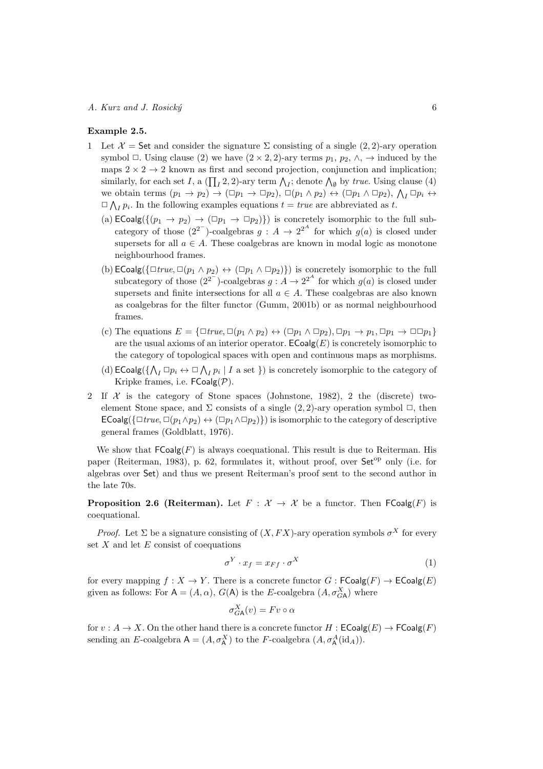**Example 2.5.**

1. Let $\mathcal{X} = \mathsf{Set}$ and consider the signature $\Sigma$ consisting of a single $(2,2)$-ary operation symbol $\Box$. Using clause (2) we have $(2 \times 2, 2)$-ary terms $p_1$, $p_2$, $\wedge$, $\rightarrow$ induced by the maps $2 \times 2 \rightarrow 2$ known as first and second projection, conjunction and implication; similarly, for each set $I$, a $(\prod_I 2, 2)$-ary term $\bigwedge_I$; denote $\bigwedge_\emptyset$ by *true*. Using clause (4) we obtain terms $(p_1 \rightarrow p_2) \rightarrow (\Box p_1 \rightarrow \Box p_2)$, $\Box(p_1 \wedge p_2) \leftrightarrow (\Box p_1 \wedge \Box p_2)$, $\bigwedge_I \Box p_i \leftrightarrow \Box \bigwedge_I p_i$. In the following examples equations $t = true$ are abbreviated as $t$.
   - (a) $\mathsf{ECoalg}(\{(p_1 \rightarrow p_2) \rightarrow (\Box p_1 \rightarrow \Box p_2)\})$ is concretely isomorphic to the full subcategory of those $(2^{2^-})$-coalgebras $g : A \rightarrow 2^{2^A}$ for which $g(a)$ is closed under supersets for all $a \in A$. These coalgebras are known in modal logic as monotone neighbourhood frames.
   - (b) $\mathsf{ECoalg}(\{\Box true, \Box(p_1 \wedge p_2) \leftrightarrow (\Box p_1 \wedge \Box p_2)\})$ is concretely isomorphic to the full subcategory of those $(2^{2^-})$-coalgebras $g : A \rightarrow 2^{2^A}$ for which $g(a)$ is closed under supersets and finite intersections for all $a \in A$. These coalgebras are also known as coalgebras for the filter functor (Gumm, 2001b) or as normal neighbourhood frames.
   - (c) The equations $E = \{\Box true, \Box(p_1 \wedge p_2) \leftrightarrow (\Box p_1 \wedge \Box p_2), \Box p_1 \rightarrow p_1, \Box p_1 \rightarrow \Box\Box p_1\}$ are the usual axioms of an interior operator. $\mathsf{ECoalg}(E)$ is concretely isomorphic to the category of topological spaces with open and continuous maps as morphisms.
   - (d) $\mathsf{ECoalg}(\{\bigwedge_I \Box p_i \leftrightarrow \Box \bigwedge_I p_i \mid I \text{ a set }\})$ is concretely isomorphic to the category of Kripke frames, i.e. $\mathsf{FCoalg}(\mathcal{P})$.
2. If $\mathcal{X}$ is the category of Stone spaces (Johnstone, 1982), 2 the (discrete) two-element Stone space, and $\Sigma$ consists of a single $(2,2)$-ary operation symbol $\Box$, then $\mathsf{ECoalg}(\{\Box true, \Box(p_1 \wedge p_2) \leftrightarrow (\Box p_1 \wedge \Box p_2)\})$ is isomorphic to the category of descriptive general frames (Goldblatt, 1976).

We show that $\mathsf{FCoalg}(F)$ is always coequational. This result is due to Reiterman. His paper (Reiterman, 1983), p. 62, formulates it, without proof, over $\mathsf{Set}^{\mathrm{op}}$ only (i.e. for algebras over $\mathsf{Set}$) and thus we present Reiterman's proof sent to the second author in the late 70s.

**Proposition 2.6 (Reiterman).** Let $F : \mathcal{X} \rightarrow \mathcal{X}$ be a functor. Then $\mathsf{FCoalg}(F)$ is coequational.

*Proof.* Let $\Sigma$ be a signature consisting of $(X, FX)$-ary operation symbols $\sigma^X$ for every set $X$ and let $E$ consist of coequations

$$\sigma^Y \cdot x_f = x_{Ff} \cdot \sigma^X \tag{1}$$

for every mapping $f : X \rightarrow Y$. There is a concrete functor $G : \mathsf{FCoalg}(F) \rightarrow \mathsf{ECoalg}(E)$ given as follows: For $\mathsf{A} = (A, \alpha)$, $G(\mathsf{A})$ is the $E$-coalgebra $(A, \sigma^X_{G\mathsf{A}})$ where

$$\sigma^X_{G\mathsf{A}}(v) = Fv \circ \alpha$$

for $v : A \rightarrow X$. On the other hand there is a concrete functor $H : \mathsf{ECoalg}(E) \rightarrow \mathsf{FCoalg}(F)$ sending an $E$-coalgebra $\mathsf{A} = (A, \sigma^X_{\mathsf{A}})$ to the $F$-coalgebra $(A, \sigma^A_{\mathsf{A}}(\mathrm{id}_A))$.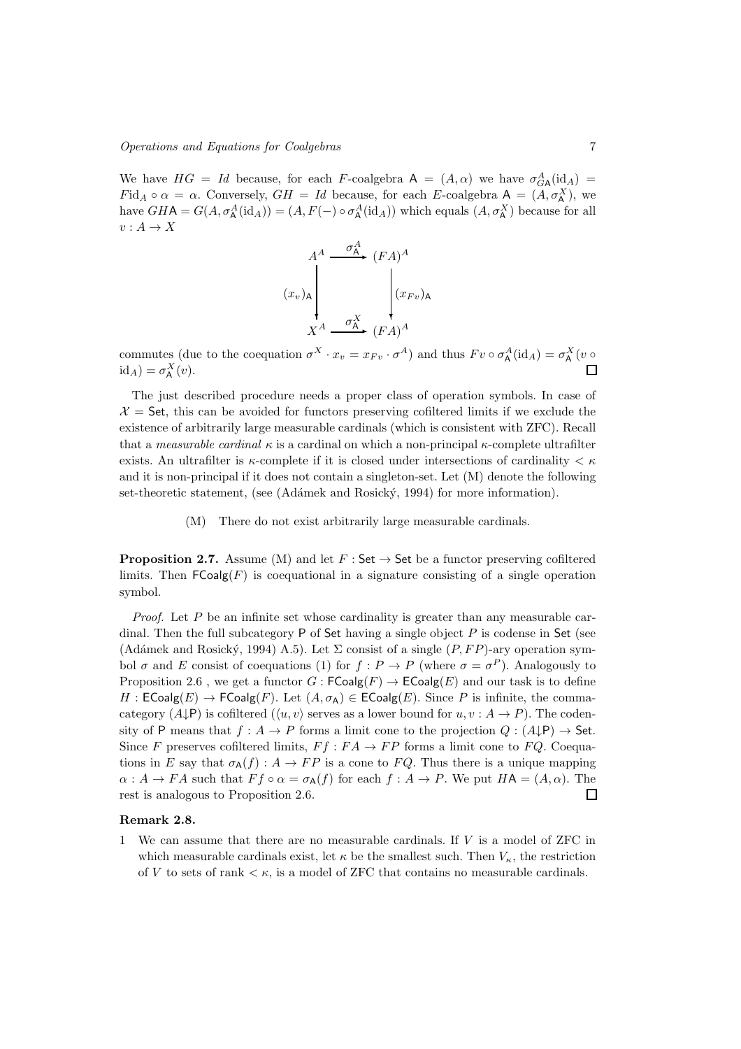We have $HG = Id$ because, for each $F$-coalgebra $\mathsf{A} = (A, \alpha)$ we have $\sigma^A_{G\mathsf{A}}(\mathrm{id}_A) = F\mathrm{id}_A \circ \alpha = \alpha$. Conversely, $GH = Id$ because, for each $E$-coalgebra $\mathsf{A} = (A, \sigma^X_{\mathsf{A}})$, we have $GH\mathsf{A} = G(A, \sigma^A_{\mathsf{A}}(\mathrm{id}_A)) = (A, F(-) \circ \sigma^A_{\mathsf{A}}(\mathrm{id}_A))$ which equals $(A, \sigma^X_{\mathsf{A}})$ because for all $v : A \to X$

$$
\begin{array}{ccc}
A^A & \xrightarrow{\sigma^A_{\mathsf{A}}} & (FA)^A \\
{\scriptstyle (x_v)_{\mathsf{A}}}\downarrow & & \downarrow{\scriptstyle (x_{Fv})_{\mathsf{A}}} \\
X^A & \xrightarrow{\sigma^X_{\mathsf{A}}} & (FA)^A
\end{array}
$$

commutes (due to the coequation $\sigma^X \cdot x_v = x_{Fv} \cdot \sigma^A$) and thus $Fv \circ \sigma^A_{\mathsf{A}}(\mathrm{id}_A) = \sigma^X_{\mathsf{A}}(v \circ \mathrm{id}_A) = \sigma^X_{\mathsf{A}}(v)$. □

The just described procedure needs a proper class of operation symbols. In case of $\mathcal{X} = \mathsf{Set}$, this can be avoided for functors preserving cofiltered limits if we exclude the existence of arbitrarily large measurable cardinals (which is consistent with ZFC). Recall that a *measurable cardinal* $\kappa$ is a cardinal on which a non-principal $\kappa$-complete ultrafilter exists. An ultrafilter is $\kappa$-complete if it is closed under intersections of cardinality $< \kappa$ and it is non-principal if it does not contain a singleton-set. Let (M) denote the following set-theoretic statement, (see (Adámek and Rosický, 1994) for more information).

(M) There do not exist arbitrarily large measurable cardinals.

**Proposition 2.7.** Assume (M) and let $F : \mathsf{Set} \to \mathsf{Set}$ be a functor preserving cofiltered limits. Then $\mathsf{FCoalg}(F)$ is coequational in a signature consisting of a single operation symbol.

*Proof.* Let $P$ be an infinite set whose cardinality is greater than any measurable cardinal. Then the full subcategory $\mathsf{P}$ of $\mathsf{Set}$ having a single object $P$ is codense in $\mathsf{Set}$ (see (Adámek and Rosický, 1994) A.5). Let $\Sigma$ consist of a single $(P, FP)$-ary operation symbol $\sigma$ and $E$ consist of coequations (1) for $f : P \to P$ (where $\sigma = \sigma^P$). Analogously to Proposition 2.6 , we get a functor $G : \mathsf{FCoalg}(F) \to \mathsf{ECoalg}(E)$ and our task is to define $H : \mathsf{ECoalg}(E) \to \mathsf{FCoalg}(F)$. Let $(A, \sigma_{\mathsf{A}}) \in \mathsf{ECoalg}(E)$. Since $P$ is infinite, the comma-category $(A{\downarrow}\mathsf{P})$ is cofiltered ($\langle u, v\rangle$ serves as a lower bound for $u, v : A \to P$). The codensity of $\mathsf{P}$ means that $f : A \to P$ forms a limit cone to the projection $Q : (A{\downarrow}\mathsf{P}) \to \mathsf{Set}$. Since $F$ preserves cofiltered limits, $Ff : FA \to FP$ forms a limit cone to $FQ$. Coequations in $E$ say that $\sigma_{\mathsf{A}}(f) : A \to FP$ is a cone to $FQ$. Thus there is a unique mapping $\alpha : A \to FA$ such that $Ff \circ \alpha = \sigma_{\mathsf{A}}(f)$ for each $f : A \to P$. We put $H\mathsf{A} = (A, \alpha)$. The rest is analogous to Proposition 2.6. □

**Remark 2.8.**

1 We can assume that there are no measurable cardinals. If $V$ is a model of ZFC in which measurable cardinals exist, let $\kappa$ be the smallest such. Then $V_\kappa$, the restriction of $V$ to sets of rank $< \kappa$, is a model of ZFC that contains no measurable cardinals.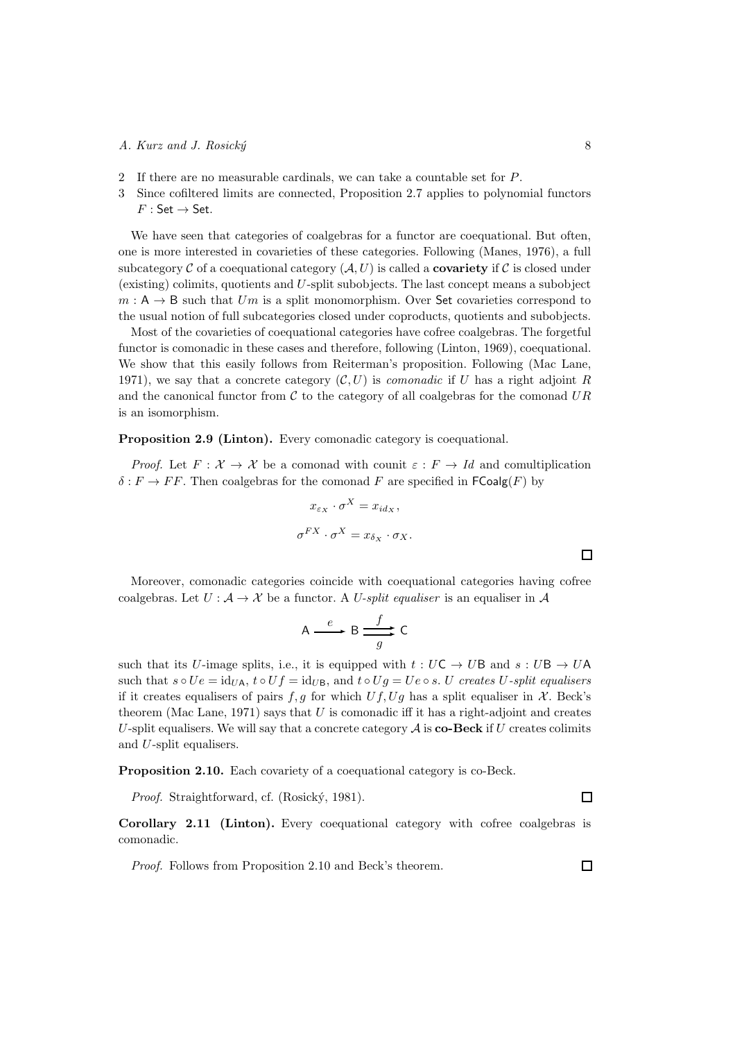2 If there are no measurable cardinals, we can take a countable set for $P$.

3 Since cofiltered limits are connected, Proposition 2.7 applies to polynomial functors $F : \mathsf{Set} \to \mathsf{Set}$.

We have seen that categories of coalgebras for a functor are coequational. But often, one is more interested in covarieties of these categories. Following (Manes, 1976), a full subcategory $\mathcal{C}$ of a coequational category $(\mathcal{A}, U)$ is called a **covariety** if $\mathcal{C}$ is closed under (existing) colimits, quotients and $U$-split subobjects. The last concept means a subobject $m : \mathsf{A} \to \mathsf{B}$ such that $Um$ is a split monomorphism. Over $\mathsf{Set}$ covarieties correspond to the usual notion of full subcategories closed under coproducts, quotients and subobjects.

Most of the covarieties of coequational categories have cofree coalgebras. The forgetful functor is comonadic in these cases and therefore, following (Linton, 1969), coequational. We show that this easily follows from Reiterman's proposition. Following (Mac Lane, 1971), we say that a concrete category $(\mathcal{C}, U)$ is *comonadic* if $U$ has a right adjoint $R$ and the canonical functor from $\mathcal{C}$ to the category of all coalgebras for the comonad $UR$ is an isomorphism.

**Proposition 2.9 (Linton).** Every comonadic category is coequational.

*Proof.* Let $F : \mathcal{X} \to \mathcal{X}$ be a comonad with counit $\varepsilon : F \to Id$ and comultiplication $\delta : F \to FF$. Then coalgebras for the comonad $F$ are specified in $\mathsf{FCoalg}(F)$ by

$$x_{\varepsilon_X} \cdot \sigma^X = x_{id_X},$$

$$\sigma^{FX} \cdot \sigma^X = x_{\delta_X} \cdot \sigma_X.$$

□

Moreover, comonadic categories coincide with coequational categories having cofree coalgebras. Let $U : \mathcal{A} \to \mathcal{X}$ be a functor. A *$U$-split equaliser* is an equaliser in $\mathcal{A}$

$$\mathsf{A} \xrightarrow{\;e\;} \mathsf{B} \overset{f}{\underset{g}{\rightrightarrows}} \mathsf{C}$$

such that its $U$-image splits, i.e., it is equipped with $t : U\mathsf{C} \to U\mathsf{B}$ and $s : U\mathsf{B} \to U\mathsf{A}$ such that $s \circ Ue = \mathrm{id}_{U\mathsf{A}}$, $t \circ Uf = \mathrm{id}_{U\mathsf{B}}$, and $t \circ Ug = Ue \circ s$. *$U$ creates $U$-split equalisers* if it creates equalisers of pairs $f, g$ for which $Uf, Ug$ has a split equaliser in $\mathcal{X}$. Beck's theorem (Mac Lane, 1971) says that $U$ is comonadic iff it has a right-adjoint and creates $U$-split equalisers. We will say that a concrete category $\mathcal{A}$ is **co-Beck** if $U$ creates colimits and $U$-split equalisers.

**Proposition 2.10.** Each covariety of a coequational category is co-Beck.

*Proof.* Straightforward, cf. (Rosický, 1981). □

**Corollary 2.11 (Linton).** Every coequational category with cofree coalgebras is comonadic.

*Proof.* Follows from Proposition 2.10 and Beck's theorem. □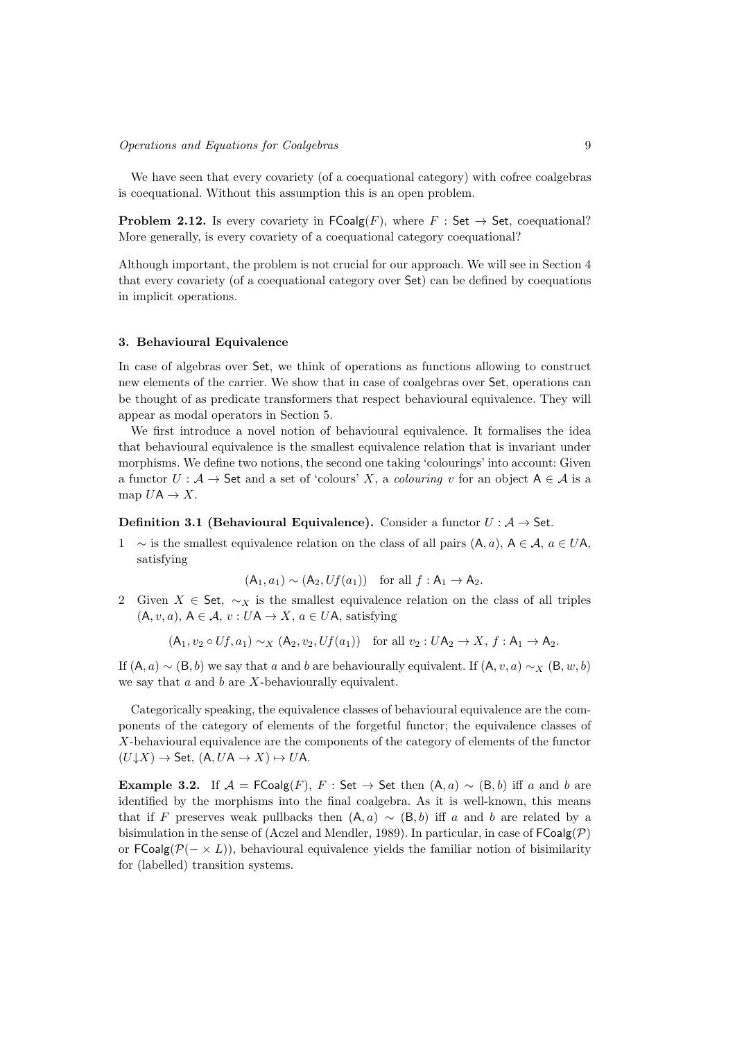We have seen that every covariety (of a coequational category) with cofree coalgebras is coequational. Without this assumption this is an open problem.

**Problem 2.12.** Is every covariety in $\mathsf{FCoalg}(F)$, where $F : \mathsf{Set} \to \mathsf{Set}$, coequational? More generally, is every covariety of a coequational category coequational?

Although important, the problem is not crucial for our approach. We will see in Section 4 that every covariety (of a coequational category over $\mathsf{Set}$) can be defined by coequations in implicit operations.

### 3. Behavioural Equivalence

In case of algebras over $\mathsf{Set}$, we think of operations as functions allowing to construct new elements of the carrier. We show that in case of coalgebras over $\mathsf{Set}$, operations can be thought of as predicate transformers that respect behavioural equivalence. They will appear as modal operators in Section 5.

We first introduce a novel notion of behavioural equivalence. It formalises the idea that behavioural equivalence is the smallest equivalence relation that is invariant under morphisms. We define two notions, the second one taking 'colourings' into account: Given a functor $U : \mathcal{A} \to \mathsf{Set}$ and a set of 'colours' $X$, a *colouring* $v$ for an object $\mathsf{A} \in \mathcal{A}$ is a map $U\mathsf{A} \to X$.

**Definition 3.1 (Behavioural Equivalence).** Consider a functor $U : \mathcal{A} \to \mathsf{Set}$.

1. $\sim$ is the smallest equivalence relation on the class of all pairs $(\mathsf{A}, a)$, $\mathsf{A} \in \mathcal{A}$, $a \in U\mathsf{A}$, satisfying

$$(\mathsf{A}_1, a_1) \sim (\mathsf{A}_2, Uf(a_1)) \quad \text{for all } f : \mathsf{A}_1 \to \mathsf{A}_2.$$

2. Given $X \in \mathsf{Set}$, $\sim_X$ is the smallest equivalence relation on the class of all triples $(\mathsf{A}, v, a)$, $\mathsf{A} \in \mathcal{A}$, $v : U\mathsf{A} \to X$, $a \in U\mathsf{A}$, satisfying

$$(\mathsf{A}_1, v_2 \circ Uf, a_1) \sim_X (\mathsf{A}_2, v_2, Uf(a_1)) \quad \text{for all } v_2 : U\mathsf{A}_2 \to X,\ f : \mathsf{A}_1 \to \mathsf{A}_2.$$

If $(\mathsf{A}, a) \sim (\mathsf{B}, b)$ we say that $a$ and $b$ are behaviourally equivalent. If $(\mathsf{A}, v, a) \sim_X (\mathsf{B}, w, b)$ we say that $a$ and $b$ are $X$-behaviourally equivalent.

Categorically speaking, the equivalence classes of behavioural equivalence are the components of the category of elements of the forgetful functor; the equivalence classes of $X$-behavioural equivalence are the components of the category of elements of the functor $(U{\downarrow}X) \to \mathsf{Set}$, $(\mathsf{A}, U\mathsf{A} \to X) \mapsto U\mathsf{A}$.

**Example 3.2.** If $\mathcal{A} = \mathsf{FCoalg}(F)$, $F : \mathsf{Set} \to \mathsf{Set}$ then $(\mathsf{A}, a) \sim (\mathsf{B}, b)$ iff $a$ and $b$ are identified by the morphisms into the final coalgebra. As it is well-known, this means that if $F$ preserves weak pullbacks then $(\mathsf{A}, a) \sim (\mathsf{B}, b)$ iff $a$ and $b$ are related by a bisimulation in the sense of (Aczel and Mendler, 1989). In particular, in case of $\mathsf{FCoalg}(\mathcal{P})$ or $\mathsf{FCoalg}(\mathcal{P}(- \times L))$, behavioural equivalence yields the familiar notion of bisimilarity for (labelled) transition systems.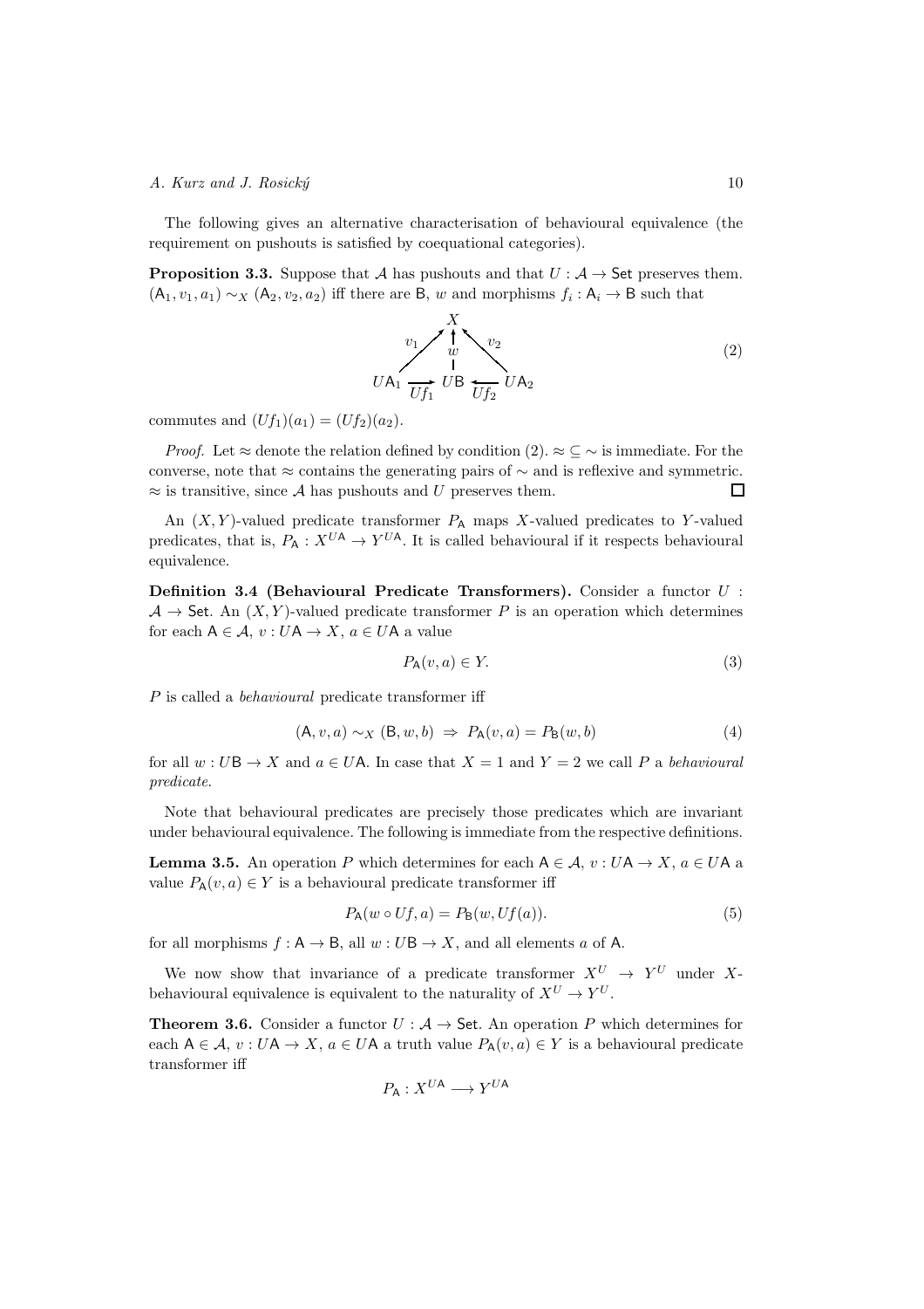The following gives an alternative characterisation of behavioural equivalence (the requirement on pushouts is satisfied by coequational categories).

**Proposition 3.3.** Suppose that $\mathcal{A}$ has pushouts and that $U : \mathcal{A} \to \mathsf{Set}$ preserves them. $(\mathsf{A}_1, v_1, a_1) \sim_X (\mathsf{A}_2, v_2, a_2)$ iff there are $\mathsf{B}$, $w$ and morphisms $f_i : \mathsf{A}_i \to \mathsf{B}$ such that

$$
\begin{array}{ccccc}
 & & X & & \\
 & {}^{v_1}\nearrow & \uparrow{\scriptstyle w} & \nwarrow^{v_2} & \\
U\mathsf{A}_1 & \xrightarrow[Uf_1]{} & U\mathsf{B} & \xleftarrow[Uf_2]{} & U\mathsf{A}_2
\end{array}
\tag{2}
$$

commutes and $(Uf_1)(a_1) = (Uf_2)(a_2)$.

*Proof.* Let $\approx$ denote the relation defined by condition (2). $\approx \subseteq \sim$ is immediate. For the converse, note that $\approx$ contains the generating pairs of $\sim$ and is reflexive and symmetric. $\approx$ is transitive, since $\mathcal{A}$ has pushouts and $U$ preserves them. $\square$

An $(X, Y)$-valued predicate transformer $P_\mathsf{A}$ maps $X$-valued predicates to $Y$-valued predicates, that is, $P_\mathsf{A} : X^{U\mathsf{A}} \to Y^{U\mathsf{A}}$. It is called behavioural if it respects behavioural equivalence.

**Definition 3.4 (Behavioural Predicate Transformers).** Consider a functor $U : \mathcal{A} \to \mathsf{Set}$. An $(X, Y)$-valued predicate transformer $P$ is an operation which determines for each $\mathsf{A} \in \mathcal{A}$, $v : U\mathsf{A} \to X$, $a \in U\mathsf{A}$ a value

$$P_\mathsf{A}(v, a) \in Y. \tag{3}$$

$P$ is called a *behavioural* predicate transformer iff

$$(\mathsf{A}, v, a) \sim_X (\mathsf{B}, w, b) \;\Rightarrow\; P_\mathsf{A}(v, a) = P_\mathsf{B}(w, b) \tag{4}$$

for all $w : U\mathsf{B} \to X$ and $a \in U\mathsf{A}$. In case that $X = 1$ and $Y = 2$ we call $P$ a *behavioural predicate*.

Note that behavioural predicates are precisely those predicates which are invariant under behavioural equivalence. The following is immediate from the respective definitions.

**Lemma 3.5.** An operation $P$ which determines for each $\mathsf{A} \in \mathcal{A}$, $v : U\mathsf{A} \to X$, $a \in U\mathsf{A}$ a value $P_\mathsf{A}(v, a) \in Y$ is a behavioural predicate transformer iff

$$P_\mathsf{A}(w \circ Uf, a) = P_\mathsf{B}(w, Uf(a)). \tag{5}$$

for all morphisms $f : \mathsf{A} \to \mathsf{B}$, all $w : U\mathsf{B} \to X$, and all elements $a$ of $\mathsf{A}$.

We now show that invariance of a predicate transformer $X^U \to Y^U$ under $X$-behavioural equivalence is equivalent to the naturality of $X^U \to Y^U$.

**Theorem 3.6.** Consider a functor $U : \mathcal{A} \to \mathsf{Set}$. An operation $P$ which determines for each $\mathsf{A} \in \mathcal{A}$, $v : U\mathsf{A} \to X$, $a \in U\mathsf{A}$ a truth value $P_\mathsf{A}(v, a) \in Y$ is a behavioural predicate transformer iff

$$P_\mathsf{A} : X^{U\mathsf{A}} \longrightarrow Y^{U\mathsf{A}}$$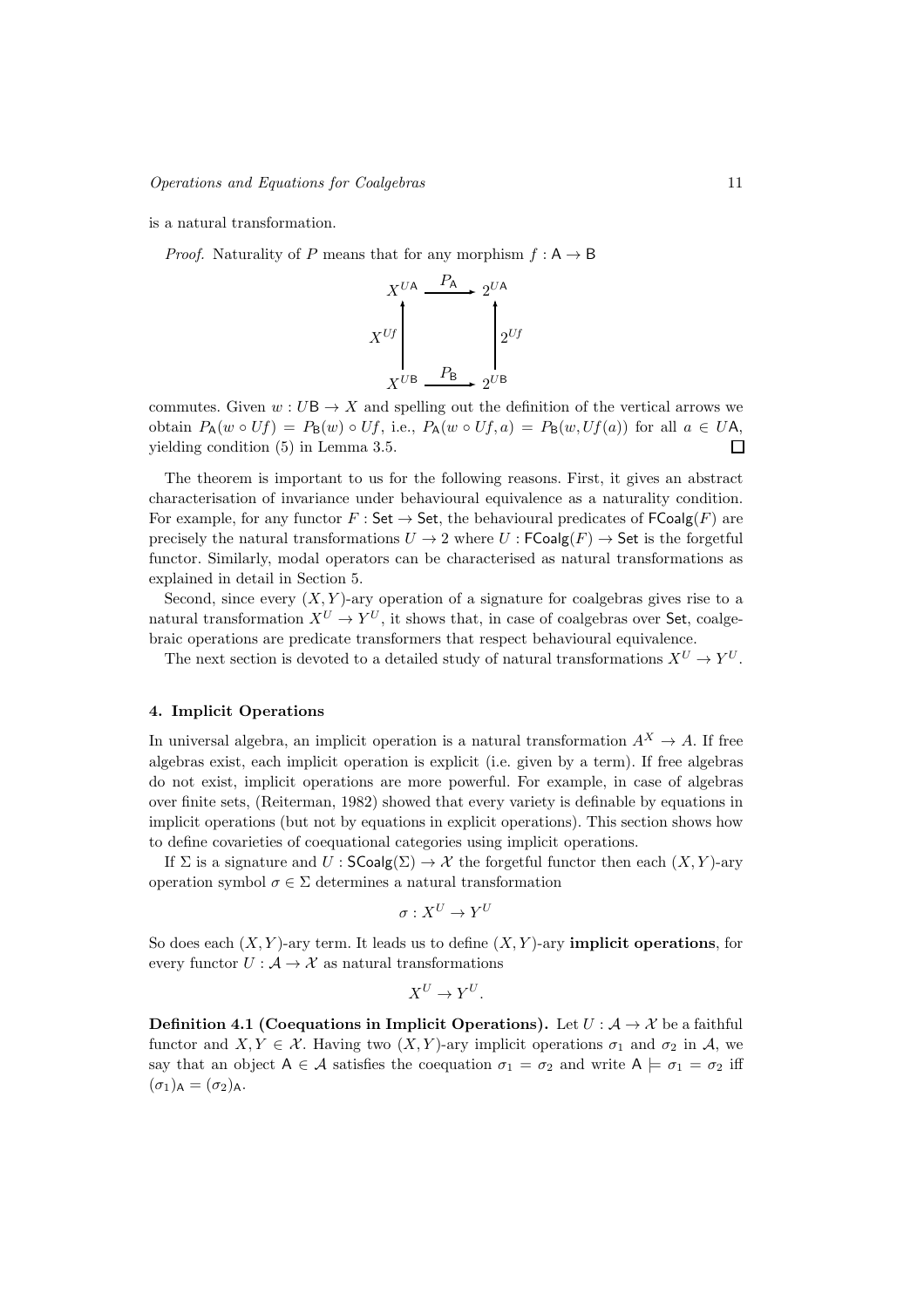is a natural transformation.

*Proof.* Naturality of $P$ means that for any morphism $f : \mathsf{A} \to \mathsf{B}$

$$\begin{array}{ccc} X^{U\mathsf{A}} & \xrightarrow{P_\mathsf{A}} & 2^{U\mathsf{A}} \\ {\scriptstyle X^{Uf}} \uparrow & & \uparrow {\scriptstyle 2^{Uf}} \\ X^{U\mathsf{B}} & \xrightarrow{P_\mathsf{B}} & 2^{U\mathsf{B}} \end{array}$$

commutes. Given $w : U\mathsf{B} \to X$ and spelling out the definition of the vertical arrows we obtain $P_\mathsf{A}(w \circ Uf) = P_\mathsf{B}(w) \circ Uf$, i.e., $P_\mathsf{A}(w \circ Uf, a) = P_\mathsf{B}(w, Uf(a))$ for all $a \in U\mathsf{A}$, yielding condition (5) in Lemma 3.5. □

The theorem is important to us for the following reasons. First, it gives an abstract characterisation of invariance under behavioural equivalence as a naturality condition. For example, for any functor $F : \mathsf{Set} \to \mathsf{Set}$, the behavioural predicates of $\mathsf{FCoalg}(F)$ are precisely the natural transformations $U \to 2$ where $U : \mathsf{FCoalg}(F) \to \mathsf{Set}$ is the forgetful functor. Similarly, modal operators can be characterised as natural transformations as explained in detail in Section 5.

Second, since every $(X, Y)$-ary operation of a signature for coalgebras gives rise to a natural transformation $X^U \to Y^U$, it shows that, in case of coalgebras over $\mathsf{Set}$, coalgebraic operations are predicate transformers that respect behavioural equivalence.

The next section is devoted to a detailed study of natural transformations $X^U \to Y^U$.

## 4. Implicit Operations

In universal algebra, an implicit operation is a natural transformation $A^X \to A$. If free algebras exist, each implicit operation is explicit (i.e. given by a term). If free algebras do not exist, implicit operations are more powerful. For example, in case of algebras over finite sets, (Reiterman, 1982) showed that every variety is definable by equations in implicit operations (but not by equations in explicit operations). This section shows how to define covarieties of coequational categories using implicit operations.

If $\Sigma$ is a signature and $U : \mathsf{SCoalg}(\Sigma) \to \mathcal{X}$ the forgetful functor then each $(X, Y)$-ary operation symbol $\sigma \in \Sigma$ determines a natural transformation

$$\sigma : X^U \to Y^U$$

So does each $(X, Y)$-ary term. It leads us to define $(X, Y)$-ary **implicit operations**, for every functor $U : \mathcal{A} \to \mathcal{X}$ as natural transformations

$$X^U \to Y^U.$$

**Definition 4.1 (Coequations in Implicit Operations).** Let $U : \mathcal{A} \to \mathcal{X}$ be a faithful functor and $X, Y \in \mathcal{X}$. Having two $(X, Y)$-ary implicit operations $\sigma_1$ and $\sigma_2$ in $\mathcal{A}$, we say that an object $\mathsf{A} \in \mathcal{A}$ satisfies the coequation $\sigma_1 = \sigma_2$ and write $\mathsf{A} \models \sigma_1 = \sigma_2$ iff $(\sigma_1)_\mathsf{A} = (\sigma_2)_\mathsf{A}$.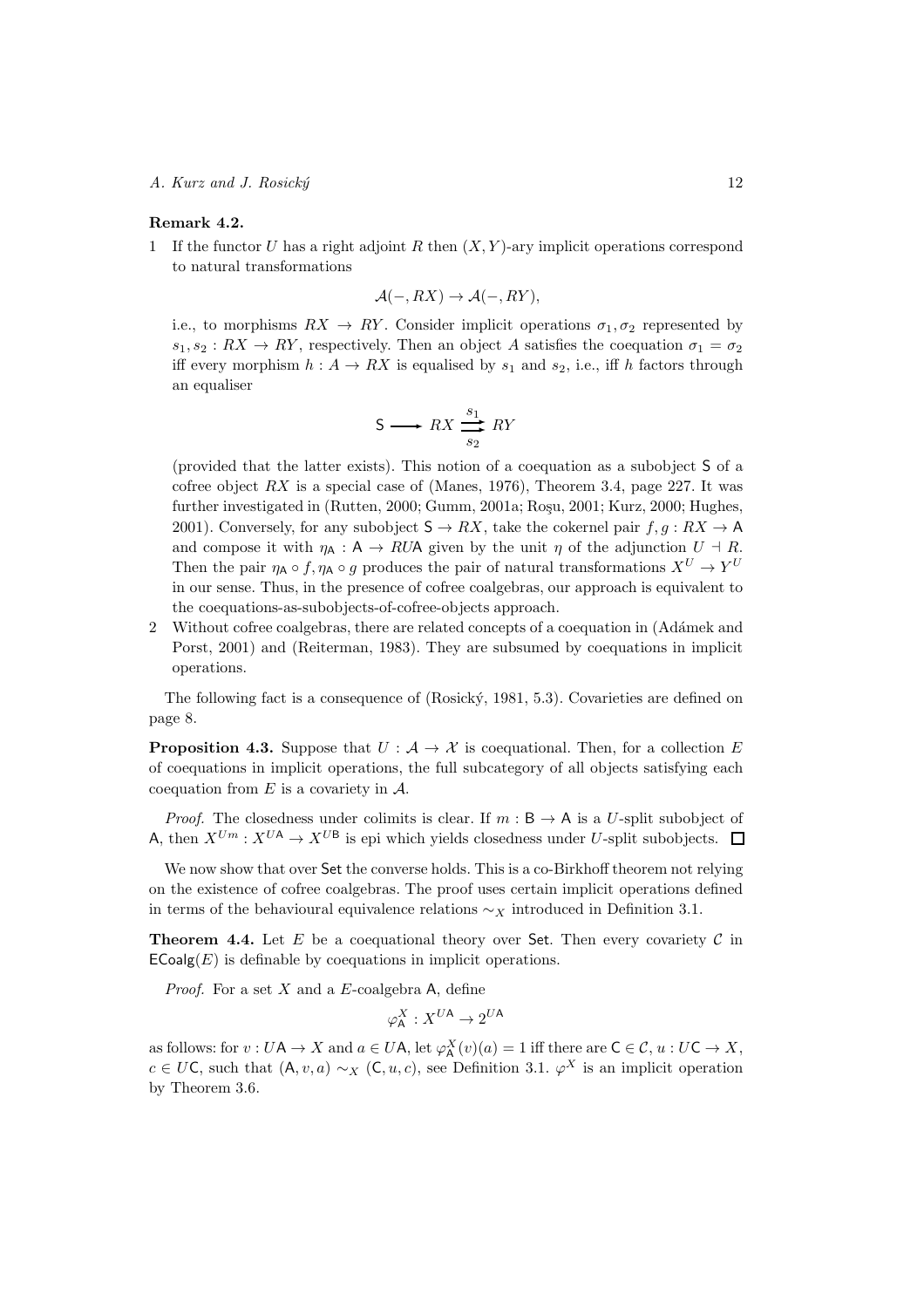**Remark 4.2.**

1. If the functor $U$ has a right adjoint $R$ then $(X,Y)$-ary implicit operations correspond to natural transformations

$$\mathcal{A}(-,RX) \to \mathcal{A}(-,RY),$$

i.e., to morphisms $RX \to RY$. Consider implicit operations $\sigma_1, \sigma_2$ represented by $s_1, s_2 : RX \to RY$, respectively. Then an object $A$ satisfies the coequation $\sigma_1 = \sigma_2$ iff every morphism $h : A \to RX$ is equalised by $s_1$ and $s_2$, i.e., iff $h$ factors through an equaliser

$$\mathsf{S} \longrightarrow RX \underset{s_2}{\overset{s_1}{\rightrightarrows}} RY$$

(provided that the latter exists). This notion of a coequation as a subobject $\mathsf{S}$ of a cofree object $RX$ is a special case of (Manes, 1976), Theorem 3.4, page 227. It was further investigated in (Rutten, 2000; Gumm, 2001a; Roşu, 2001; Kurz, 2000; Hughes, 2001). Conversely, for any subobject $\mathsf{S} \to RX$, take the cokernel pair $f, g : RX \to \mathsf{A}$ and compose it with $\eta_{\mathsf{A}} : \mathsf{A} \to RU\mathsf{A}$ given by the unit $\eta$ of the adjunction $U \dashv R$. Then the pair $\eta_{\mathsf{A}} \circ f, \eta_{\mathsf{A}} \circ g$ produces the pair of natural transformations $X^U \to Y^U$ in our sense. Thus, in the presence of cofree coalgebras, our approach is equivalent to the coequations-as-subobjects-of-cofree-objects approach.

2. Without cofree coalgebras, there are related concepts of a coequation in (Adámek and Porst, 2001) and (Reiterman, 1983). They are subsumed by coequations in implicit operations.

The following fact is a consequence of (Rosický, 1981, 5.3). Covarieties are defined on page 8.

**Proposition 4.3.** Suppose that $U : \mathcal{A} \to \mathcal{X}$ is coequational. Then, for a collection $E$ of coequations in implicit operations, the full subcategory of all objects satisfying each coequation from $E$ is a covariety in $\mathcal{A}$.

*Proof.* The closedness under colimits is clear. If $m : \mathsf{B} \to \mathsf{A}$ is a $U$-split subobject of $\mathsf{A}$, then $X^{Um} : X^{U\mathsf{A}} \to X^{U\mathsf{B}}$ is epi which yields closedness under $U$-split subobjects. $\square$

We now show that over $\mathsf{Set}$ the converse holds. This is a co-Birkhoff theorem not relying on the existence of cofree coalgebras. The proof uses certain implicit operations defined in terms of the behavioural equivalence relations $\sim_X$ introduced in Definition 3.1.

**Theorem 4.4.** Let $E$ be a coequational theory over $\mathsf{Set}$. Then every covariety $\mathcal{C}$ in $\mathsf{ECoalg}(E)$ is definable by coequations in implicit operations.

*Proof.* For a set $X$ and a $E$-coalgebra $\mathsf{A}$, define

$$\varphi^X_{\mathsf{A}} : X^{U\mathsf{A}} \to 2^{U\mathsf{A}}$$

as follows: for $v : U\mathsf{A} \to X$ and $a \in U\mathsf{A}$, let $\varphi^X_{\mathsf{A}}(v)(a) = 1$ iff there are $\mathsf{C} \in \mathcal{C}$, $u : U\mathsf{C} \to X$, $c \in U\mathsf{C}$, such that $(\mathsf{A}, v, a) \sim_X (\mathsf{C}, u, c)$, see Definition 3.1. $\varphi^X$ is an implicit operation by Theorem 3.6.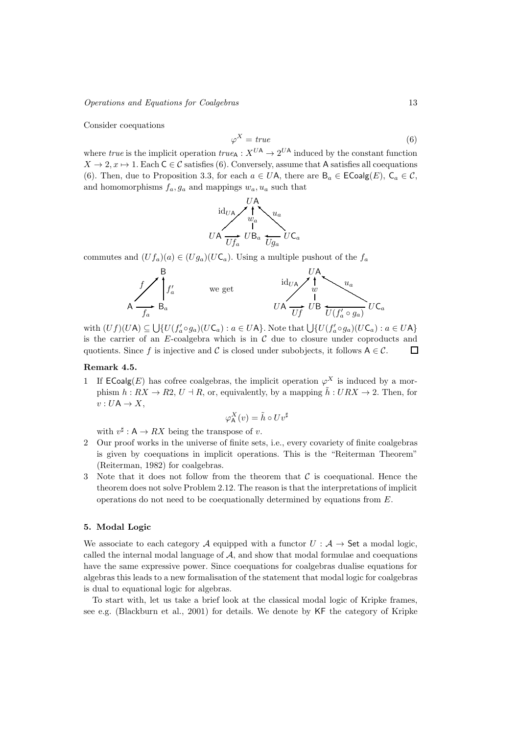Consider coequations

$$\varphi^X = true \tag{6}$$

where *true* is the implicit operation $true_{\mathsf{A}} : X^{U\mathsf{A}} \to 2^{U\mathsf{A}}$ induced by the constant function $X \to 2, x \mapsto 1$. Each $\mathsf{C} \in \mathcal{C}$ satisfies (6). Conversely, assume that $\mathsf{A}$ satisfies all coequations (6). Then, due to Proposition 3.3, for each $a \in U\mathsf{A}$, there are $\mathsf{B}_a \in \mathsf{ECoalg}(E)$, $\mathsf{C}_a \in \mathcal{C}$, and homomorphisms $f_a, g_a$ and mappings $w_a, u_a$ such that

$$\begin{array}{ccccc} & & U\mathsf{A} & & \\ & \nearrow^{\mathrm{id}_{U\mathsf{A}}} & \uparrow w_a & \nwarrow^{u_a} & \\ U\mathsf{A} & \xrightarrow[Uf_a]{} & U\mathsf{B}_a & \xleftarrow[Ug_a]{} & U\mathsf{C}_a \end{array}$$

commutes and $(Uf_a)(a) \in (Ug_a)(U\mathsf{C}_a)$. Using a multiple pushout of the $f_a$

$$\begin{array}{ccc} & & \mathsf{B} \\ & \nearrow^{f} & \uparrow f'_a \\ \mathsf{A} & \xrightarrow[f_a]{} & \mathsf{B}_a \end{array} \qquad \text{we get} \qquad \begin{array}{ccccc} & & U\mathsf{A} & & \\ & \nearrow^{\mathrm{id}_{U\mathsf{A}}} & \uparrow w & \nwarrow^{u_a} & \\ U\mathsf{A} & \xrightarrow[Uf]{} & U\mathsf{B} & \xleftarrow[U(f'_a \circ g_a)]{} & U\mathsf{C}_a \end{array}$$

with $(Uf)(U\mathsf{A}) \subseteq \bigcup\{U(f'_a \circ g_a)(U\mathsf{C}_a) : a \in U\mathsf{A}\}$. Note that $\bigcup\{U(f'_a \circ g_a)(U\mathsf{C}_a) : a \in U\mathsf{A}\}$ is the carrier of an $E$-coalgebra which is in $\mathcal{C}$ due to closure under coproducts and quotients. Since $f$ is injective and $\mathcal{C}$ is closed under subobjects, it follows $\mathsf{A} \in \mathcal{C}$. $\square$

**Remark 4.5.**

1. If $\mathsf{ECoalg}(E)$ has cofree coalgebras, the implicit operation $\varphi^X$ is induced by a morphism $h : RX \to R2$, $U \dashv R$, or, equivalently, by a mapping $\tilde{h} : URX \to 2$. Then, for $v : U\mathsf{A} \to X$,

$$\varphi^X_{\mathsf{A}}(v) = \tilde{h} \circ Uv^\sharp$$

with $v^\sharp : \mathsf{A} \to RX$ being the transpose of $v$.

2. Our proof works in the universe of finite sets, i.e., every covariety of finite coalgebras is given by coequations in implicit operations. This is the "Reiterman Theorem" (Reiterman, 1982) for coalgebras.
3. Note that it does not follow from the theorem that $\mathcal{C}$ is coequational. Hence the theorem does not solve Problem 2.12. The reason is that the interpretations of implicit operations do not need to be coequationally determined by equations from $E$.

## 5. Modal Logic

We associate to each category $\mathcal{A}$ equipped with a functor $U : \mathcal{A} \to \mathsf{Set}$ a modal logic, called the internal modal language of $\mathcal{A}$, and show that modal formulae and coequations have the same expressive power. Since coequations for coalgebras dualise equations for algebras this leads to a new formalisation of the statement that modal logic for coalgebras is dual to equational logic for algebras.

To start with, let us take a brief look at the classical modal logic of Kripke frames, see e.g. (Blackburn et al., 2001) for details. We denote by $\mathsf{KF}$ the category of Kripke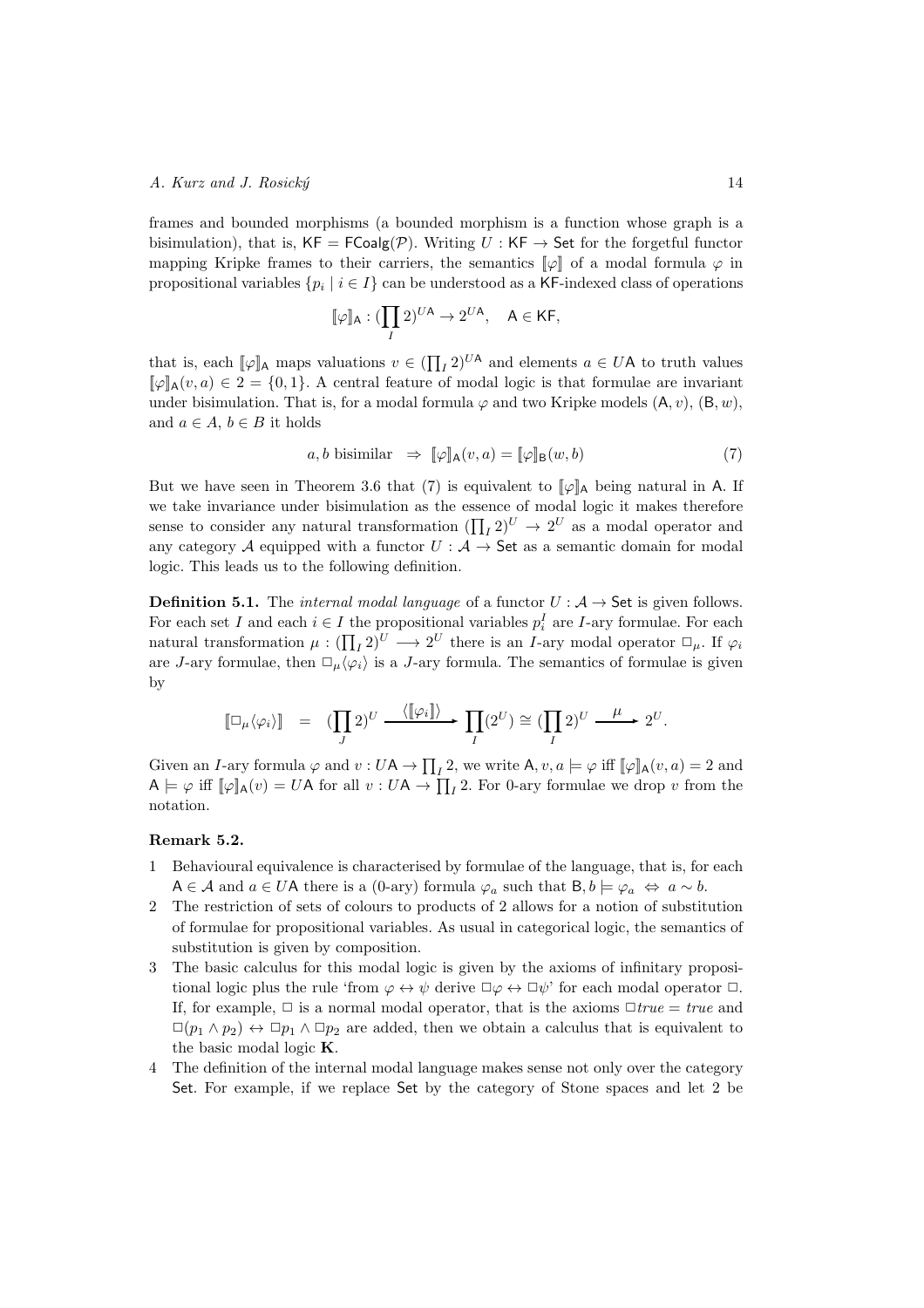frames and bounded morphisms (a bounded morphism is a function whose graph is a bisimulation), that is, $\mathsf{KF} = \mathsf{FCoalg}(\mathcal{P})$. Writing $U : \mathsf{KF} \to \mathsf{Set}$ for the forgetful functor mapping Kripke frames to their carriers, the semantics $[\![\varphi]\!]$ of a modal formula $\varphi$ in propositional variables $\{p_i \mid i \in I\}$ can be understood as a $\mathsf{KF}$-indexed class of operations

$$[\![\varphi]\!]_{\mathsf{A}} : (\prod_I 2)^{U\mathsf{A}} \to 2^{U\mathsf{A}}, \quad \mathsf{A} \in \mathsf{KF},$$

that is, each $[\![\varphi]\!]_{\mathsf{A}}$ maps valuations $v \in (\prod_I 2)^{U\mathsf{A}}$ and elements $a \in U\mathsf{A}$ to truth values $[\![\varphi]\!]_{\mathsf{A}}(v, a) \in 2 = \{0, 1\}$. A central feature of modal logic is that formulae are invariant under bisimulation. That is, for a modal formula $\varphi$ and two Kripke models $(\mathsf{A}, v)$, $(\mathsf{B}, w)$, and $a \in A$, $b \in B$ it holds

$$a, b \text{ bisimilar} \quad \Rightarrow \; [\![\varphi]\!]_{\mathsf{A}}(v, a) = [\![\varphi]\!]_{\mathsf{B}}(w, b) \tag{7}$$

But we have seen in Theorem 3.6 that (7) is equivalent to $[\![\varphi]\!]_{\mathsf{A}}$ being natural in $\mathsf{A}$. If we take invariance under bisimulation as the essence of modal logic it makes therefore sense to consider any natural transformation $(\prod_I 2)^U \to 2^U$ as a modal operator and any category $\mathcal{A}$ equipped with a functor $U : \mathcal{A} \to \mathsf{Set}$ as a semantic domain for modal logic. This leads us to the following definition.

**Definition 5.1.** The *internal modal language* of a functor $U : \mathcal{A} \to \mathsf{Set}$ is given follows. For each set $I$ and each $i \in I$ the propositional variables $p_i^I$ are $I$-ary formulae. For each natural transformation $\mu : (\prod_I 2)^U \longrightarrow 2^U$ there is an $I$-ary modal operator $\Box_\mu$. If $\varphi_i$ are $J$-ary formulae, then $\Box_\mu\langle\varphi_i\rangle$ is a $J$-ary formula. The semantics of formulae is given by

$$[\![\Box_\mu\langle\varphi_i\rangle]\!] \;\;=\;\; (\prod_J 2)^U \xrightarrow{\;\langle[\![\varphi_i]\!]\rangle\;} \prod_I (2^U) \cong (\prod_I 2)^U \xrightarrow{\;\;\mu\;\;} 2^U.$$

Given an $I$-ary formula $\varphi$ and $v : U\mathsf{A} \to \prod_I 2$, we write $\mathsf{A}, v, a \models \varphi$ iff $[\![\varphi]\!]_{\mathsf{A}}(v, a) = 2$ and $\mathsf{A} \models \varphi$ iff $[\![\varphi]\!]_{\mathsf{A}}(v) = U\mathsf{A}$ for all $v : U\mathsf{A} \to \prod_I 2$. For 0-ary formulae we drop $v$ from the notation.

**Remark 5.2.**

1. Behavioural equivalence is characterised by formulae of the language, that is, for each $\mathsf{A} \in \mathcal{A}$ and $a \in U\mathsf{A}$ there is a (0-ary) formula $\varphi_a$ such that $\mathsf{B}, b \models \varphi_a \;\Leftrightarrow\; a \sim b$.
2. The restriction of sets of colours to products of 2 allows for a notion of substitution of formulae for propositional variables. As usual in categorical logic, the semantics of substitution is given by composition.
3. The basic calculus for this modal logic is given by the axioms of infinitary propositional logic plus the rule 'from $\varphi \leftrightarrow \psi$ derive $\Box\varphi \leftrightarrow \Box\psi$' for each modal operator $\Box$. If, for example, $\Box$ is a normal modal operator, that is the axioms $\Box true = true$ and $\Box(p_1 \wedge p_2) \leftrightarrow \Box p_1 \wedge \Box p_2$ are added, then we obtain a calculus that is equivalent to the basic modal logic **K**.
4. The definition of the internal modal language makes sense not only over the category $\mathsf{Set}$. For example, if we replace $\mathsf{Set}$ by the category of Stone spaces and let 2 be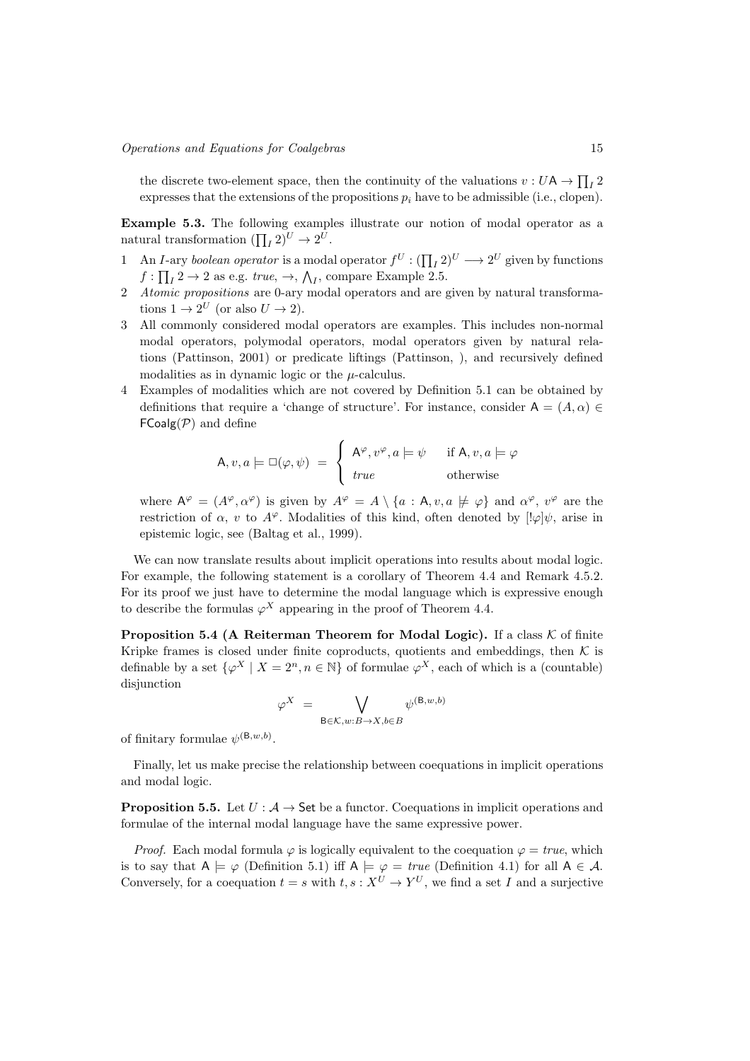the discrete two-element space, then the continuity of the valuations $v : U\mathsf{A} \to \prod_I 2$ expresses that the extensions of the propositions $p_i$ have to be admissible (i.e., clopen).

**Example 5.3.** The following examples illustrate our notion of modal operator as a natural transformation $(\prod_I 2)^U \to 2^U$.

1. An $I$-ary *boolean operator* is a modal operator $f^U : (\prod_I 2)^U \longrightarrow 2^U$ given by functions $f : \prod_I 2 \to 2$ as e.g. *true*, $\to$, $\bigwedge_I$, compare Example 2.5.
2. *Atomic propositions* are 0-ary modal operators and are given by natural transformations $1 \to 2^U$ (or also $U \to 2$).
3. All commonly considered modal operators are examples. This includes non-normal modal operators, polymodal operators, modal operators given by natural relations (Pattinson, 2001) or predicate liftings (Pattinson, ), and recursively defined modalities as in dynamic logic or the $\mu$-calculus.
4. Examples of modalities which are not covered by Definition 5.1 can be obtained by definitions that require a 'change of structure'. For instance, consider $\mathsf{A} = (A, \alpha) \in \mathsf{FCoalg}(\mathcal{P})$ and define

$$\mathsf{A}, v, a \models \Box(\varphi, \psi) \;=\; \begin{cases} \mathsf{A}^\varphi, v^\varphi, a \models \psi & \text{if } \mathsf{A}, v, a \models \varphi \\ \textit{true} & \text{otherwise} \end{cases}$$

where $\mathsf{A}^\varphi = (A^\varphi, \alpha^\varphi)$ is given by $A^\varphi = A \setminus \{a : \mathsf{A}, v, a \not\models \varphi\}$ and $\alpha^\varphi$, $v^\varphi$ are the restriction of $\alpha$, $v$ to $A^\varphi$. Modalities of this kind, often denoted by $[!\varphi]\psi$, arise in epistemic logic, see (Baltag et al., 1999).

We can now translate results about implicit operations into results about modal logic. For example, the following statement is a corollary of Theorem 4.4 and Remark 4.5.2. For its proof we just have to determine the modal language which is expressive enough to describe the formulas $\varphi^X$ appearing in the proof of Theorem 4.4.

**Proposition 5.4 (A Reiterman Theorem for Modal Logic).** If a class $\mathcal{K}$ of finite Kripke frames is closed under finite coproducts, quotients and embeddings, then $\mathcal{K}$ is definable by a set $\{\varphi^X \mid X = 2^n, n \in \mathbb{N}\}$ of formulae $\varphi^X$, each of which is a (countable) disjunction

$$\varphi^X \;=\; \bigvee_{\mathsf{B} \in \mathcal{K}, w : B \to X, b \in B} \psi^{(\mathsf{B}, w, b)}$$

of finitary formulae $\psi^{(\mathsf{B}, w, b)}$.

Finally, let us make precise the relationship between coequations in implicit operations and modal logic.

**Proposition 5.5.** Let $U : \mathcal{A} \to \mathsf{Set}$ be a functor. Coequations in implicit operations and formulae of the internal modal language have the same expressive power.

*Proof.* Each modal formula $\varphi$ is logically equivalent to the coequation $\varphi = \textit{true}$, which is to say that $\mathsf{A} \models \varphi$ (Definition 5.1) iff $\mathsf{A} \models \varphi = \textit{true}$ (Definition 4.1) for all $\mathsf{A} \in \mathcal{A}$. Conversely, for a coequation $t = s$ with $t, s : X^U \to Y^U$, we find a set $I$ and a surjective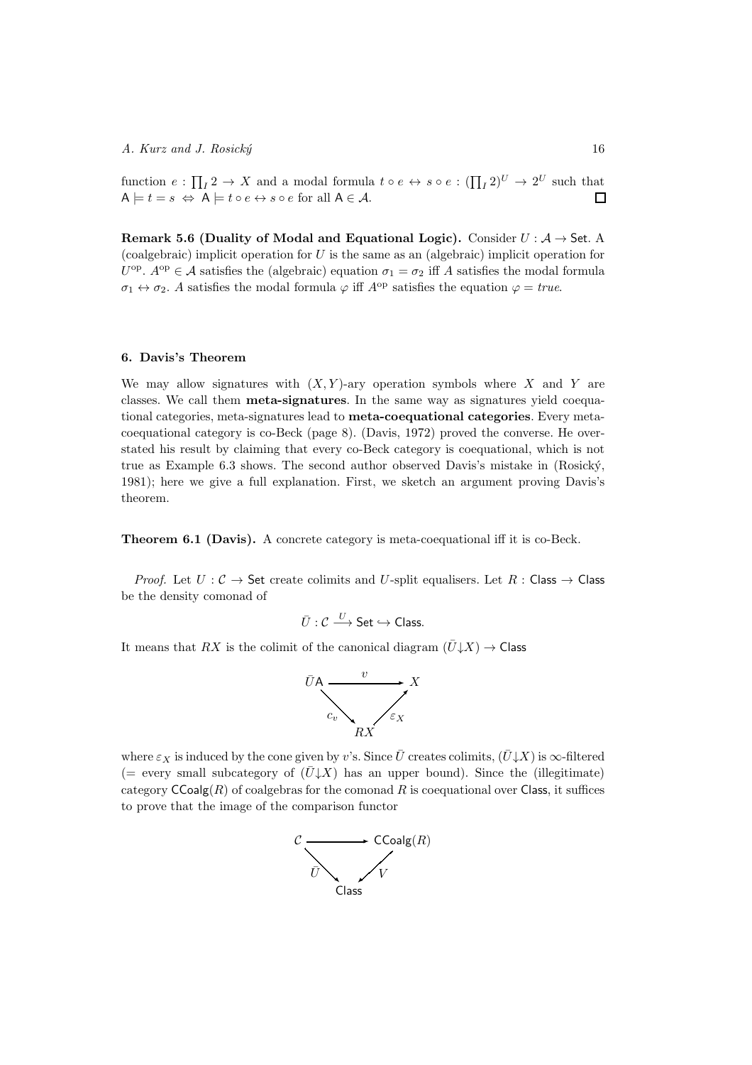function $e : \prod_I 2 \to X$ and a modal formula $t \circ e \leftrightarrow s \circ e : (\prod_I 2)^U \to 2^U$ such that $\mathsf{A} \models t = s \;\Leftrightarrow\; \mathsf{A} \models t \circ e \leftrightarrow s \circ e$ for all $\mathsf{A} \in \mathcal{A}$. □

**Remark 5.6 (Duality of Modal and Equational Logic).** Consider $U : \mathcal{A} \to \mathsf{Set}$. A (coalgebraic) implicit operation for $U$ is the same as an (algebraic) implicit operation for $U^{\mathrm{op}}$. $A^{\mathrm{op}} \in \mathcal{A}$ satisfies the (algebraic) equation $\sigma_1 = \sigma_2$ iff $A$ satisfies the modal formula $\sigma_1 \leftrightarrow \sigma_2$. $A$ satisfies the modal formula $\varphi$ iff $A^{\mathrm{op}}$ satisfies the equation $\varphi = true$.

## 6. Davis's Theorem

We may allow signatures with $(X, Y)$-ary operation symbols where $X$ and $Y$ are classes. We call them **meta-signatures**. In the same way as signatures yield coequational categories, meta-signatures lead to **meta-coequational categories**. Every meta-coequational category is co-Beck (page 8). (Davis, 1972) proved the converse. He overstated his result by claiming that every co-Beck category is coequational, which is not true as Example 6.3 shows. The second author observed Davis's mistake in (Rosický, 1981); here we give a full explanation. First, we sketch an argument proving Davis's theorem.

**Theorem 6.1 (Davis).** A concrete category is meta-coequational iff it is co-Beck.

*Proof.* Let $U : \mathcal{C} \to \mathsf{Set}$ create colimits and $U$-split equalisers. Let $R : \mathsf{Class} \to \mathsf{Class}$ be the density comonad of

$$\bar{U} : \mathcal{C} \xrightarrow{U} \mathsf{Set} \hookrightarrow \mathsf{Class}.$$

It means that $RX$ is the colimit of the canonical diagram $(\bar{U}{\downarrow}X) \to \mathsf{Class}$

$$\begin{array}{ccc} \bar{U}\mathsf{A} & \xrightarrow{\quad v \quad} & X \\ & {}_{c_v}\searrow \quad \nearrow_{\varepsilon_X} & \\ & RX & \end{array}$$

where $\varepsilon_X$ is induced by the cone given by $v$'s. Since $\bar{U}$ creates colimits, $(\bar{U}{\downarrow}X)$ is $\infty$-filtered (= every small subcategory of $(\bar{U}{\downarrow}X)$ has an upper bound). Since the (illegitimate) category $\mathsf{CCoalg}(R)$ of coalgebras for the comonad $R$ is coequational over $\mathsf{Class}$, it suffices to prove that the image of the comparison functor

$$\begin{array}{ccc} \mathcal{C} & \longrightarrow & \mathsf{CCoalg}(R) \\ & {}_{\bar{U}}\searrow \quad \swarrow_{V} & \\ & \mathsf{Class} & \end{array}$$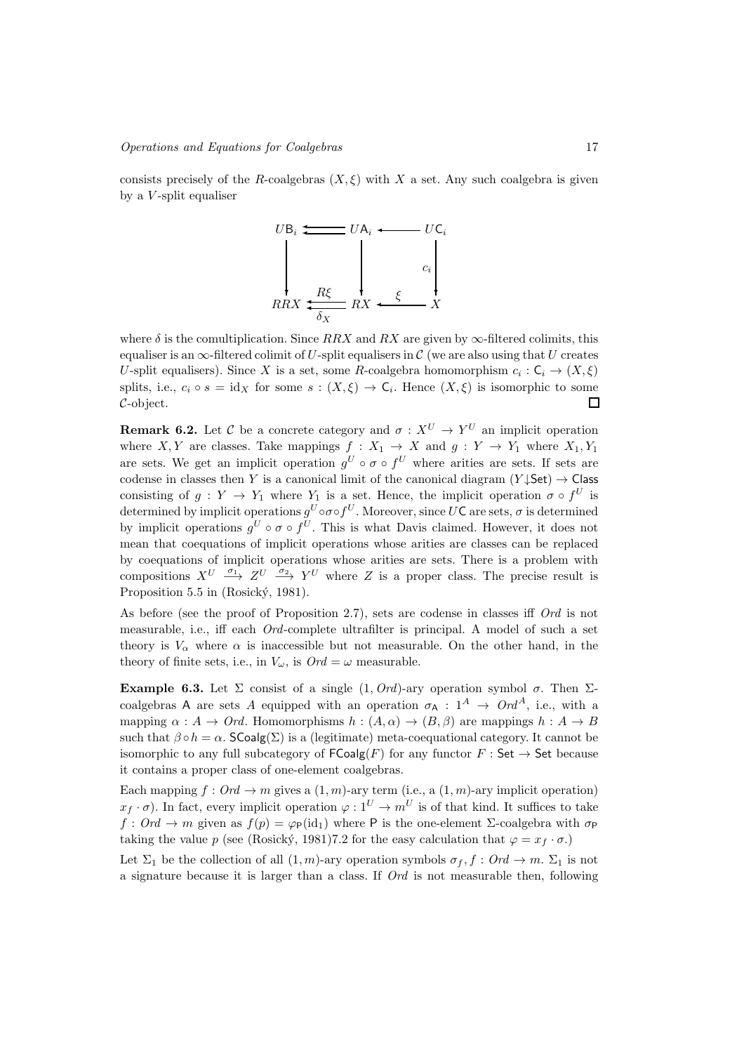consists precisely of the $R$-coalgebras $(X, \xi)$ with $X$ a set. Any such coalgebra is given by a $V$-split equaliser

$$
\begin{array}{ccccc}
U\mathsf{B}_i & \leftleftarrows & U\mathsf{A}_i & \longleftarrow & U\mathsf{C}_i \\
\downarrow & & \downarrow & & \downarrow c_i \\
RRX & \underset{\delta_X}{\overset{R\xi}{\leftleftarrows}} & RX & \overset{\xi}{\longleftarrow} & X
\end{array}
$$

where $\delta$ is the comultiplication. Since $RRX$ and $RX$ are given by $\infty$-filtered colimits, this equaliser is an $\infty$-filtered colimit of $U$-split equalisers in $\mathcal{C}$ (we are also using that $U$ creates $U$-split equalisers). Since $X$ is a set, some $R$-coalgebra homomorphism $c_i : \mathsf{C}_i \to (X, \xi)$ splits, i.e., $c_i \circ s = \mathrm{id}_X$ for some $s : (X, \xi) \to \mathsf{C}_i$. Hence $(X, \xi)$ is isomorphic to some $\mathcal{C}$-object. ◻

**Remark 6.2.** Let $\mathcal{C}$ be a concrete category and $\sigma : X^U \to Y^U$ an implicit operation where $X, Y$ are classes. Take mappings $f : X_1 \to X$ and $g : Y \to Y_1$ where $X_1, Y_1$ are sets. We get an implicit operation $g^U \circ \sigma \circ f^U$ where arities are sets. If sets are codense in classes then $Y$ is a canonical limit of the canonical diagram $(Y{\downarrow}\mathsf{Set}) \to \mathsf{Class}$ consisting of $g : Y \to Y_1$ where $Y_1$ is a set. Hence, the implicit operation $\sigma \circ f^U$ is determined by implicit operations $g^U \circ \sigma \circ f^U$. Moreover, since $U\mathsf{C}$ are sets, $\sigma$ is determined by implicit operations $g^U \circ \sigma \circ f^U$. This is what Davis claimed. However, it does not mean that coequations of implicit operations whose arities are classes can be replaced by coequations of implicit operations whose arities are sets. There is a problem with compositions $X^U \xrightarrow{\sigma_1} Z^U \xrightarrow{\sigma_2} Y^U$ where $Z$ is a proper class. The precise result is Proposition 5.5 in (Rosický, 1981).

As before (see the proof of Proposition 2.7), sets are codense in classes iff $Ord$ is not measurable, i.e., iff each $Ord$-complete ultrafilter is principal. A model of such a set theory is $V_\alpha$ where $\alpha$ is inaccessible but not measurable. On the other hand, in the theory of finite sets, i.e., in $V_\omega$, is $Ord = \omega$ measurable.

**Example 6.3.** Let $\Sigma$ consist of a single $(1, Ord)$-ary operation symbol $\sigma$. Then $\Sigma$-coalgebras $\mathsf{A}$ are sets $A$ equipped with an operation $\sigma_\mathsf{A} : 1^A \to Ord^A$, i.e., with a mapping $\alpha : A \to Ord$. Homomorphisms $h : (A, \alpha) \to (B, \beta)$ are mappings $h : A \to B$ such that $\beta \circ h = \alpha$. $\mathsf{SCoalg}(\Sigma)$ is a (legitimate) meta-coequational category. It cannot be isomorphic to any full subcategory of $\mathsf{FCoalg}(F)$ for any functor $F : \mathsf{Set} \to \mathsf{Set}$ because it contains a proper class of one-element coalgebras.

Each mapping $f : Ord \to m$ gives a $(1, m)$-ary term (i.e., a $(1, m)$-ary implicit operation) $x_f \cdot \sigma$). In fact, every implicit operation $\varphi : 1^U \to m^U$ is of that kind. It suffices to take $f : Ord \to m$ given as $f(p) = \varphi_\mathsf{P}(\mathrm{id}_1)$ where $\mathsf{P}$ is the one-element $\Sigma$-coalgebra with $\sigma_\mathsf{P}$ taking the value $p$ (see (Rosický, 1981)7.2 for the easy calculation that $\varphi = x_f \cdot \sigma$.)

Let $\Sigma_1$ be the collection of all $(1, m)$-ary operation symbols $\sigma_f, f : Ord \to m$. $\Sigma_1$ is not a signature because it is larger than a class. If $Ord$ is not measurable then, following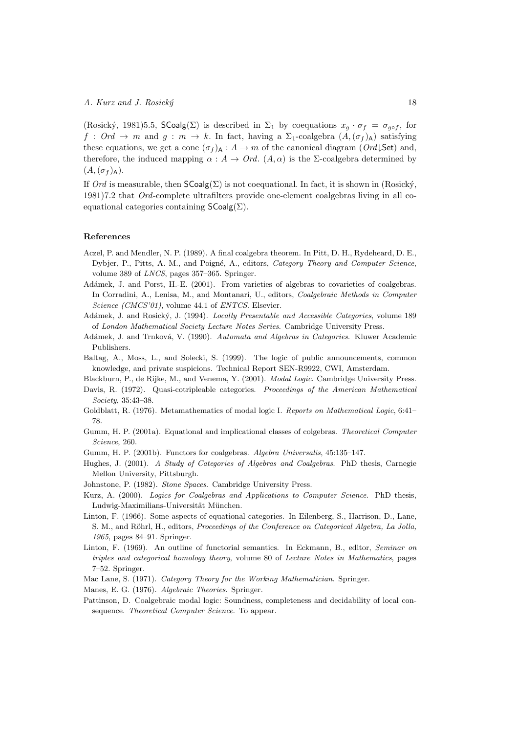(Rosický, 1981)5.5, $\mathsf{SCoalg}(\Sigma)$ is described in $\Sigma_1$ by coequations $x_g \cdot \sigma_f = \sigma_{g \circ f}$, for $f : Ord \to m$ and $g : m \to k$. In fact, having a $\Sigma_1$-coalgebra $(A, (\sigma_f)_{\mathsf{A}})$ satisfying these equations, we get a cone $(\sigma_f)_{\mathsf{A}} : A \to m$ of the canonical diagram $(Ord{\downarrow}\mathsf{Set})$ and, therefore, the induced mapping $\alpha : A \to Ord$. $(A, \alpha)$ is the $\Sigma$-coalgebra determined by $(A, (\sigma_f)_{\mathsf{A}})$.

If $Ord$ is measurable, then $\mathsf{SCoalg}(\Sigma)$ is not coequational. In fact, it is shown in (Rosický, 1981)7.2 that $Ord$-complete ultrafilters provide one-element coalgebras living in all coequational categories containing $\mathsf{SCoalg}(\Sigma)$.

### References

Aczel, P. and Mendler, N. P. (1989). A final coalgebra theorem. In Pitt, D. H., Rydeheard, D. E., Dybjer, P., Pitts, A. M., and Poigné, A., editors, *Category Theory and Computer Science*, volume 389 of *LNCS*, pages 357–365. Springer.

Adámek, J. and Porst, H.-E. (2001). From varieties of algebras to covarieties of coalgebras. In Corradini, A., Lenisa, M., and Montanari, U., editors, *Coalgebraic Methods in Computer Science (CMCS'01)*, volume 44.1 of *ENTCS*. Elsevier.

Adámek, J. and Rosický, J. (1994). *Locally Presentable and Accessible Categories*, volume 189 of *London Mathematical Society Lecture Notes Series*. Cambridge University Press.

Adámek, J. and Trnková, V. (1990). *Automata and Algebras in Categories*. Kluwer Academic Publishers.

Baltag, A., Moss, L., and Solecki, S. (1999). The logic of public announcements, common knowledge, and private suspicions. Technical Report SEN-R9922, CWI, Amsterdam.

Blackburn, P., de Rijke, M., and Venema, Y. (2001). *Modal Logic*. Cambridge University Press.

Davis, R. (1972). Quasi-cotripleable categories. *Proceedings of the American Mathematical Society*, 35:43–38.

Goldblatt, R. (1976). Metamathematics of modal logic I. *Reports on Mathematical Logic*, 6:41–78.

Gumm, H. P. (2001a). Equational and implicational classes of colgebras. *Theoretical Computer Science*, 260.

Gumm, H. P. (2001b). Functors for coalgebras. *Algebra Universalis*, 45:135–147.

Hughes, J. (2001). *A Study of Categories of Algebras and Coalgebras*. PhD thesis, Carnegie Mellon University, Pittsburgh.

Johnstone, P. (1982). *Stone Spaces*. Cambridge University Press.

Kurz, A. (2000). *Logics for Coalgebras and Applications to Computer Science*. PhD thesis, Ludwig-Maximilians-Universität München.

Linton, F. (1966). Some aspects of equational categories. In Eilenberg, S., Harrison, D., Lane, S. M., and Röhrl, H., editors, *Proceedings of the Conference on Categorical Algebra, La Jolla, 1965*, pages 84–91. Springer.

Linton, F. (1969). An outline of functorial semantics. In Eckmann, B., editor, *Seminar on triples and categorical homology theory*, volume 80 of *Lecture Notes in Mathematics*, pages 7–52. Springer.

Mac Lane, S. (1971). *Category Theory for the Working Mathematician*. Springer.

Manes, E. G. (1976). *Algebraic Theories*. Springer.

Pattinson, D. Coalgebraic modal logic: Soundness, completeness and decidability of local consequence. *Theoretical Computer Science*. To appear.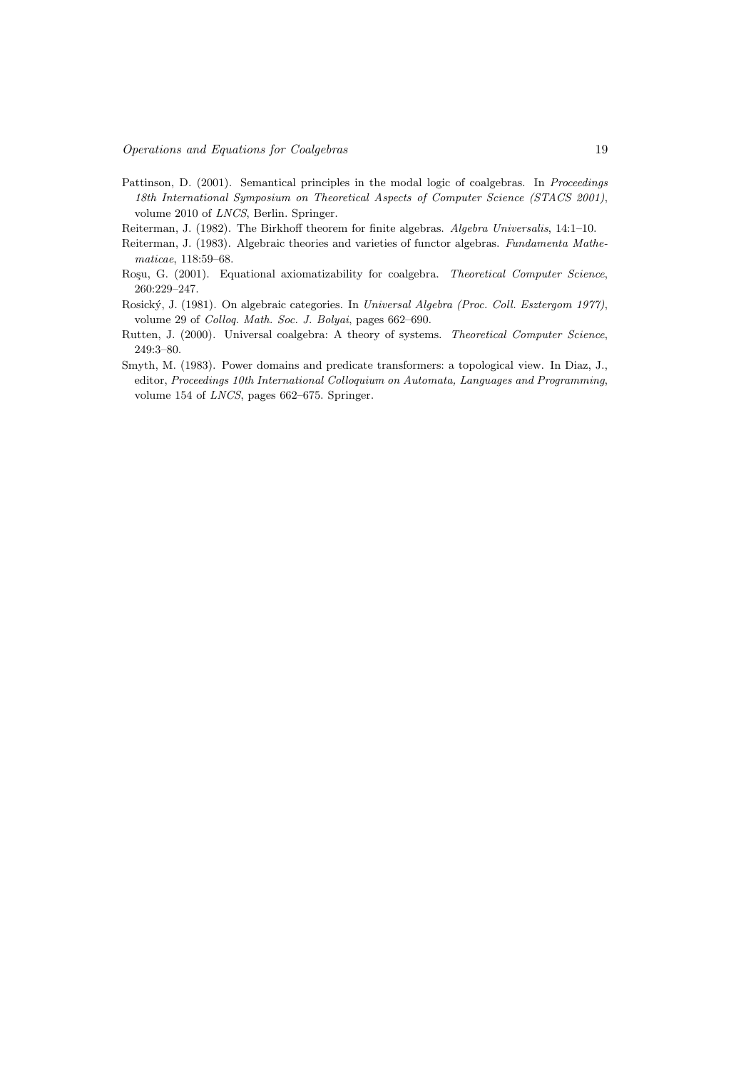Pattinson, D. (2001). Semantical principles in the modal logic of coalgebras. In *Proceedings 18th International Symposium on Theoretical Aspects of Computer Science (STACS 2001)*, volume 2010 of *LNCS*, Berlin. Springer.

Reiterman, J. (1982). The Birkhoff theorem for finite algebras. *Algebra Universalis*, 14:1–10.

Reiterman, J. (1983). Algebraic theories and varieties of functor algebras. *Fundamenta Mathematicae*, 118:59–68.

Roşu, G. (2001). Equational axiomatizability for coalgebra. *Theoretical Computer Science*, 260:229–247.

Rosický, J. (1981). On algebraic categories. In *Universal Algebra (Proc. Coll. Esztergom 1977)*, volume 29 of *Colloq. Math. Soc. J. Bolyai*, pages 662–690.

Rutten, J. (2000). Universal coalgebra: A theory of systems. *Theoretical Computer Science*, 249:3–80.

Smyth, M. (1983). Power domains and predicate transformers: a topological view. In Diaz, J., editor, *Proceedings 10th International Colloquium on Automata, Languages and Programming*, volume 154 of *LNCS*, pages 662–675. Springer.